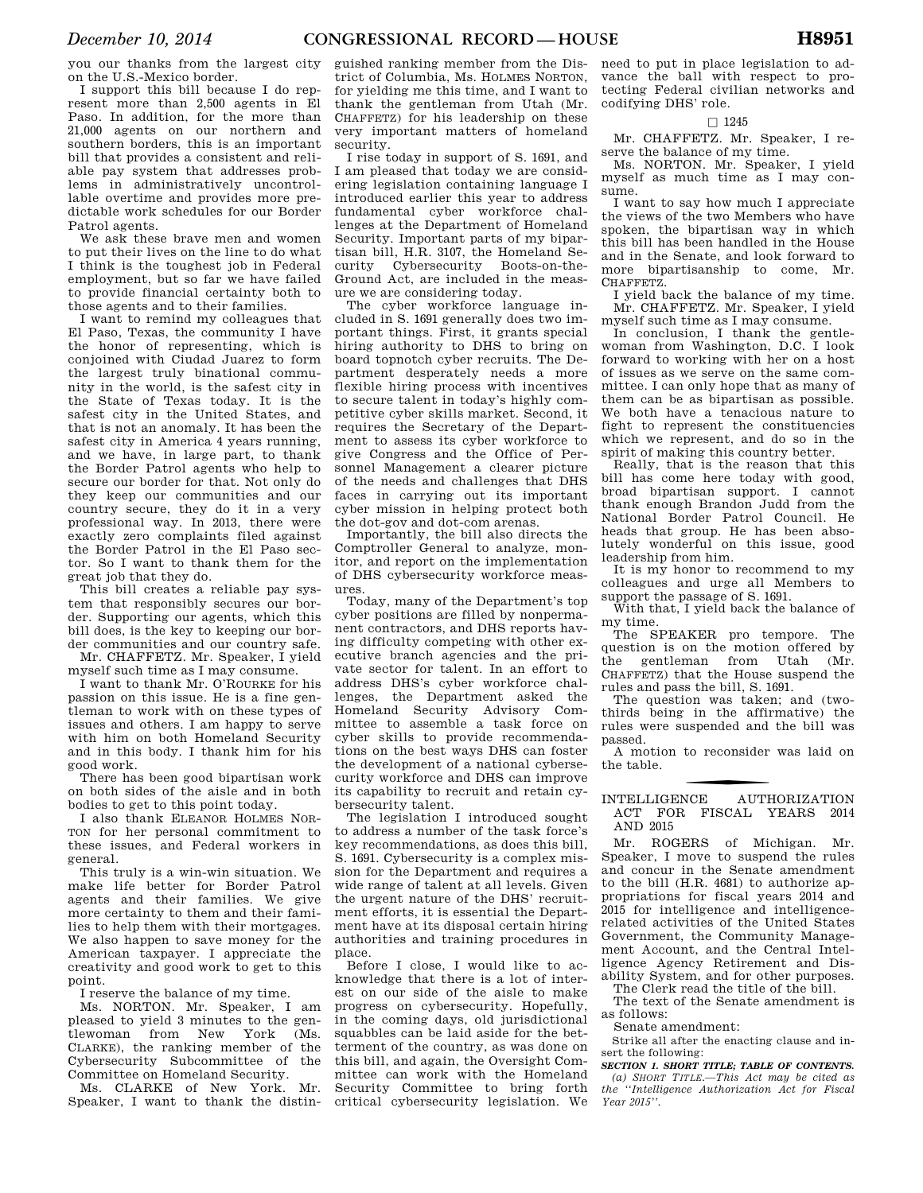you our thanks from the largest city on the U.S.-Mexico border.

I support this bill because I do represent more than 2,500 agents in El Paso. In addition, for the more than 21,000 agents on our northern and southern borders, this is an important bill that provides a consistent and reliable pay system that addresses problems in administratively uncontrollable overtime and provides more predictable work schedules for our Border Patrol agents.

We ask these brave men and women to put their lives on the line to do what I think is the toughest job in Federal employment, but so far we have failed to provide financial certainty both to those agents and to their families.

I want to remind my colleagues that El Paso, Texas, the community I have the honor of representing, which is conjoined with Ciudad Juarez to form the largest truly binational community in the world, is the safest city in the State of Texas today. It is the safest city in the United States, and that is not an anomaly. It has been the safest city in America 4 years running, and we have, in large part, to thank the Border Patrol agents who help to secure our border for that. Not only do they keep our communities and our country secure, they do it in a very professional way. In 2013, there were exactly zero complaints filed against the Border Patrol in the El Paso sector. So I want to thank them for the great job that they do.

This bill creates a reliable pay system that responsibly secures our border. Supporting our agents, which this bill does, is the key to keeping our border communities and our country safe.

Mr. CHAFFETZ. Mr. Speaker, I yield myself such time as I may consume.

I want to thank Mr. O'ROURKE for his passion on this issue. He is a fine gentleman to work with on these types of issues and others. I am happy to serve with him on both Homeland Security and in this body. I thank him for his good work.

There has been good bipartisan work on both sides of the aisle and in both bodies to get to this point today.

I also thank ELEANOR HOLMES NORTON for her personal commitment to these issues, and Federal workers in general.

This truly is a win-win situation. We make life better for Border Patrol agents and their families. We give more certainty to them and their families to help them with their mortgages. We also happen to save money for the American taxpayer. I appreciate the creativity and good work to get to this point.

I reserve the balance of my time.

Ms. NORTON. Mr. Speaker, I am pleased to yield 3 minutes to the gentlewoman from New York (Ms. CLARKE), the ranking member of the Cybersecurity Subcommittee of the Committee on Homeland Security.

Ms. CLARKE of New York. Mr. Speaker, I want to thank the distinguished ranking member from the District of Columbia, Ms. HOLMES NORTON, for yielding me this time, and I want to thank the gentleman from Utah (Mr. CHAFFETZ) for his leadership on these very important matters of homeland security.

I rise today in support of S. 1691, and I am pleased that today we are considering legislation containing language I introduced earlier this year to address fundamental cyber workforce challenges at the Department of Homeland Security. Important parts of my bipartisan bill, H.R. 3107, the Homeland Security Cybersecurity Boots-on-the-Ground Act, are included in the measure we are considering today.

The cyber workforce language included in S. 1691 generally does two important things. First, it grants special hiring authority to DHS to bring on board topnotch cyber recruits. The Department desperately needs a more flexible hiring process with incentives to secure talent in today's highly competitive cyber skills market. Second, it requires the Secretary of the Department to assess its cyber workforce to give Congress and the Office of Personnel Management a clearer picture of the needs and challenges that DHS faces in carrying out its important cyber mission in helping protect both the dot-gov and dot-com arenas.

Importantly, the bill also directs the Comptroller General to analyze, monitor, and report on the implementation of DHS cybersecurity workforce measures.

Today, many of the Department's top cyber positions are filled by nonpermanent contractors, and DHS reports having difficulty competing with other executive branch agencies and the private sector for talent. In an effort to address DHS's cyber workforce challenges, the Department asked the Homeland Security Advisory Committee to assemble a task force on cyber skills to provide recommendations on the best ways DHS can foster the development of a national cybersecurity workforce and DHS can improve its capability to recruit and retain cybersecurity talent.

The legislation I introduced sought to address a number of the task force's key recommendations, as does this bill, S. 1691. Cybersecurity is a complex mission for the Department and requires a wide range of talent at all levels. Given the urgent nature of the DHS' recruitment efforts, it is essential the Department have at its disposal certain hiring authorities and training procedures in place.

Before I close, I would like to acknowledge that there is a lot of interest on our side of the aisle to make progress on cybersecurity. Hopefully, in the coming days, old jurisdictional squabbles can be laid aside for the betterment of the country, as was done on this bill, and again, the Oversight Committee can work with the Homeland Security Committee to bring forth critical cybersecurity legislation. We need to put in place legislation to advance the ball with respect to protecting Federal civilian networks and codifying DHS' role.

☐ 1245

Mr. CHAFFETZ. Mr. Speaker, I reserve the balance of my time.

Ms. NORTON. Mr. Speaker, I yield myself as much time as I may consume.

I want to say how much I appreciate the views of the two Members who have spoken, the bipartisan way in which this bill has been handled in the House and in the Senate, and look forward to more bipartisanship to come, Mr. CHAFFETZ.

I yield back the balance of my time.

Mr. CHAFFETZ. Mr. Speaker, I yield myself such time as I may consume.

In conclusion, I thank the gentlewoman from Washington, D.C. I look forward to working with her on a host of issues as we serve on the same committee. I can only hope that as many of them can be as bipartisan as possible. We both have a tenacious nature to fight to represent the constituencies which we represent, and do so in the spirit of making this country better.

Really, that is the reason that this bill has come here today with good, broad bipartisan support. I cannot thank enough Brandon Judd from the National Border Patrol Council. He heads that group. He has been absolutely wonderful on this issue, good leadership from him.

It is my honor to recommend to my colleagues and urge all Members to support the passage of S. 1691.

With that, I yield back the balance of my time.

The SPEAKER pro tempore. The question is on the motion offered by the gentleman from Utah (Mr. CHAFFETZ) that the House suspend the rules and pass the bill, S. 1691.

The question was taken; and (two-thirds being in the affirmative) the rules were suspended and the bill was passed.

A motion to reconsider was laid on the table.

## INTELLIGENCE AUTHORIZATION ACT FOR FISCAL YEARS 2014 AND 2015

Mr. ROGERS of Michigan. Mr. Speaker, I move to suspend the rules and concur in the Senate amendment to the bill (H.R. 4681) to authorize appropriations for fiscal years 2014 and 2015 for intelligence and intelligence-related activities of the United States Government, the Community Management Account, and the Central Intelligence Agency Retirement and Disability System, and for other purposes.

The Clerk read the title of the bill.

The text of the Senate amendment is as follows:

Senate amendment:

Strike all after the enacting clause and insert the following:

***SECTION 1. SHORT TITLE; TABLE OF CONTENTS.***

*(a) SHORT TITLE.—This Act may be cited as the ''Intelligence Authorization Act for Fiscal Year 2015''.*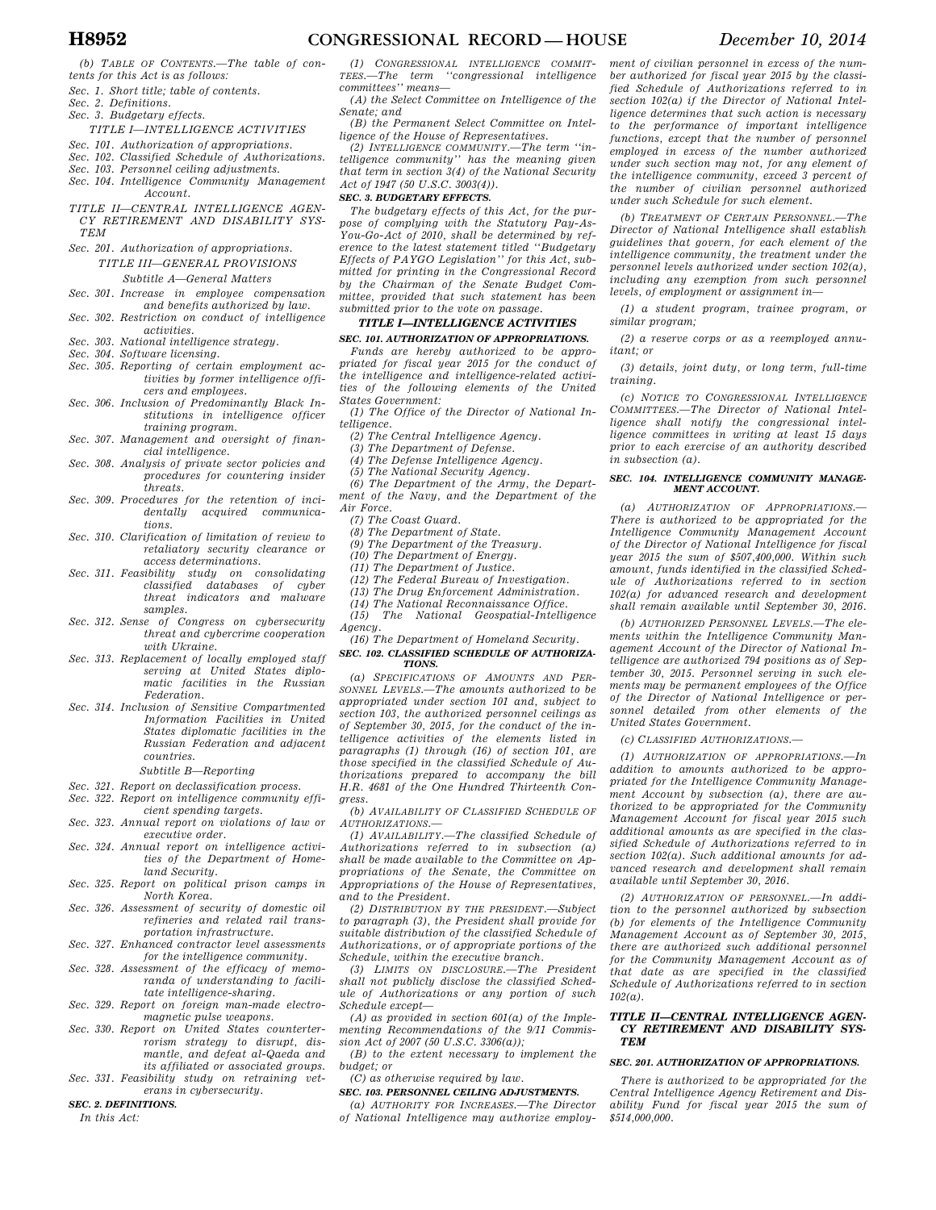(b) TABLE OF CONTENTS.—The table of contents for this Act is as follows:

Sec. 1. Short title; table of contents.
Sec. 2. Definitions.
Sec. 3. Budgetary effects.

TITLE I—INTELLIGENCE ACTIVITIES

Sec. 101. Authorization of appropriations.
Sec. 102. Classified Schedule of Authorizations.
Sec. 103. Personnel ceiling adjustments.
Sec. 104. Intelligence Community Management Account.

TITLE II—CENTRAL INTELLIGENCE AGENCY RETIREMENT AND DISABILITY SYSTEM

Sec. 201. Authorization of appropriations.

TITLE III—GENERAL PROVISIONS

Subtitle A—General Matters

Sec. 301. Increase in employee compensation and benefits authorized by law.
Sec. 302. Restriction on conduct of intelligence activities.
Sec. 303. National intelligence strategy.
Sec. 304. Software licensing.
Sec. 305. Reporting of certain employment activities by former intelligence officers and employees.
Sec. 306. Inclusion of Predominantly Black Institutions in intelligence officer training program.
Sec. 307. Management and oversight of financial intelligence.
Sec. 308. Analysis of private sector policies and procedures for countering insider threats.
Sec. 309. Procedures for the retention of incidentally acquired communications.
Sec. 310. Clarification of limitation of review to retaliatory security clearance or access determinations.
Sec. 311. Feasibility study on consolidating classified databases of cyber threat indicators and malware samples.
Sec. 312. Sense of Congress on cybersecurity threat and cybercrime cooperation with Ukraine.
Sec. 313. Replacement of locally employed staff serving at United States diplomatic facilities in the Russian Federation.
Sec. 314. Inclusion of Sensitive Compartmented Information Facilities in United States diplomatic facilities in the Russian Federation and adjacent countries.

Subtitle B—Reporting

Sec. 321. Report on declassification process.
Sec. 322. Report on intelligence community efficient spending targets.
Sec. 323. Annual report on violations of law or executive order.
Sec. 324. Annual report on intelligence activities of the Department of Homeland Security.
Sec. 325. Report on political prison camps in North Korea.
Sec. 326. Assessment of security of domestic oil refineries and related rail transportation infrastructure.
Sec. 327. Enhanced contractor level assessments for the intelligence community.
Sec. 328. Assessment of the efficacy of memoranda of understanding to facilitate intelligence-sharing.
Sec. 329. Report on foreign man-made electromagnetic pulse weapons.
Sec. 330. Report on United States counterterrorism strategy to disrupt, dismantle, and defeat al-Qaeda and its affiliated or associated groups.
Sec. 331. Feasibility study on retraining veterans in cybersecurity.

**SEC. 2. DEFINITIONS.**

In this Act:

(1) CONGRESSIONAL INTELLIGENCE COMMITTEES.—The term "congressional intelligence committees" means—

(A) the Select Committee on Intelligence of the Senate; and

(B) the Permanent Select Committee on Intelligence of the House of Representatives.

(2) INTELLIGENCE COMMUNITY.—The term "intelligence community" has the meaning given that term in section 3(4) of the National Security Act of 1947 (50 U.S.C. 3003(4)).

**SEC. 3. BUDGETARY EFFECTS.**

The budgetary effects of this Act, for the purpose of complying with the Statutory Pay-As-You-Go-Act of 2010, shall be determined by reference to the latest statement titled "Budgetary Effects of PAYGO Legislation" for this Act, submitted for printing in the Congressional Record by the Chairman of the Senate Budget Committee, provided that such statement has been submitted prior to the vote on passage.

## TITLE I—INTELLIGENCE ACTIVITIES

**SEC. 101. AUTHORIZATION OF APPROPRIATIONS.**

Funds are hereby authorized to be appropriated for fiscal year 2015 for the conduct of the intelligence and intelligence-related activities of the following elements of the United States Government:

(1) The Office of the Director of National Intelligence.

(2) The Central Intelligence Agency.

(3) The Department of Defense.

(4) The Defense Intelligence Agency.

(5) The National Security Agency.

(6) The Department of the Army, the Department of the Navy, and the Department of the Air Force.

(7) The Coast Guard.

(8) The Department of State.

(9) The Department of the Treasury.

(10) The Department of Energy.

(11) The Department of Justice.

(12) The Federal Bureau of Investigation.

(13) The Drug Enforcement Administration.

(14) The National Reconnaissance Office.

(15) The National Geospatial-Intelligence Agency.

(16) The Department of Homeland Security.

**SEC. 102. CLASSIFIED SCHEDULE OF AUTHORIZATIONS.**

(a) SPECIFICATIONS OF AMOUNTS AND PERSONNEL LEVELS.—The amounts authorized to be appropriated under section 101 and, subject to section 103, the authorized personnel ceilings as of September 30, 2015, for the conduct of the intelligence activities of the elements listed in paragraphs (1) through (16) of section 101, are those specified in the classified Schedule of Authorizations prepared to accompany the bill H.R. 4681 of the One Hundred Thirteenth Congress.

(b) AVAILABILITY OF CLASSIFIED SCHEDULE OF AUTHORIZATIONS.—

(1) AVAILABILITY.—The classified Schedule of Authorizations referred to in subsection (a) shall be made available to the Committee on Appropriations of the Senate, the Committee on Appropriations of the House of Representatives, and to the President.

(2) DISTRIBUTION BY THE PRESIDENT.—Subject to paragraph (3), the President shall provide for suitable distribution of the classified Schedule of Authorizations, or of appropriate portions of the Schedule, within the executive branch.

(3) LIMITS ON DISCLOSURE.—The President shall not publicly disclose the classified Schedule of Authorizations or any portion of such Schedule except—

(A) as provided in section 601(a) of the Implementing Recommendations of the 9/11 Commission Act of 2007 (50 U.S.C. 3306(a));

(B) to the extent necessary to implement the budget; or

(C) as otherwise required by law.

**SEC. 103. PERSONNEL CEILING ADJUSTMENTS.**

(a) AUTHORITY FOR INCREASES.—The Director of National Intelligence may authorize employment of civilian personnel in excess of the number authorized for fiscal year 2015 by the classified Schedule of Authorizations referred to in section 102(a) if the Director of National Intelligence determines that such action is necessary to the performance of important intelligence functions, except that the number of personnel employed in excess of the number authorized under such section may not, for any element of the intelligence community, exceed 3 percent of the number of civilian personnel authorized under such Schedule for such element.

(b) TREATMENT OF CERTAIN PERSONNEL.—The Director of National Intelligence shall establish guidelines that govern, for each element of the intelligence community, the treatment under the personnel levels authorized under section 102(a), including any exemption from such personnel levels, of employment or assignment in—

(1) a student program, trainee program, or similar program;

(2) a reserve corps or as a reemployed annuitant; or

(3) details, joint duty, or long term, full-time training.

(c) NOTICE TO CONGRESSIONAL INTELLIGENCE COMMITTEES.—The Director of National Intelligence shall notify the congressional intelligence committees in writing at least 15 days prior to each exercise of an authority described in subsection (a).

**SEC. 104. INTELLIGENCE COMMUNITY MANAGEMENT ACCOUNT.**

(a) AUTHORIZATION OF APPROPRIATIONS.—There is authorized to be appropriated for the Intelligence Community Management Account of the Director of National Intelligence for fiscal year 2015 the sum of $507,400,000. Within such amount, funds identified in the classified Schedule of Authorizations referred to in section 102(a) for advanced research and development shall remain available until September 30, 2016.

(b) AUTHORIZED PERSONNEL LEVELS.—The elements within the Intelligence Community Management Account of the Director of National Intelligence are authorized 794 positions as of September 30, 2015. Personnel serving in such elements may be permanent employees of the Office of the Director of National Intelligence or personnel detailed from other elements of the United States Government.

(c) CLASSIFIED AUTHORIZATIONS.—

(1) AUTHORIZATION OF APPROPRIATIONS.—In addition to amounts authorized to be appropriated for the Intelligence Community Management Account by subsection (a), there are authorized to be appropriated for the Community Management Account for fiscal year 2015 such additional amounts as are specified in the classified Schedule of Authorizations referred to in section 102(a). Such additional amounts for advanced research and development shall remain available until September 30, 2016.

(2) AUTHORIZATION OF PERSONNEL.—In addition to the personnel authorized by subsection (b) for elements of the Intelligence Community Management Account as of September 30, 2015, there are authorized such additional personnel for the Community Management Account as of that date as are specified in the classified Schedule of Authorizations referred to in section 102(a).

## TITLE II—CENTRAL INTELLIGENCE AGENCY RETIREMENT AND DISABILITY SYSTEM

**SEC. 201. AUTHORIZATION OF APPROPRIATIONS.**

There is authorized to be appropriated for the Central Intelligence Agency Retirement and Disability Fund for fiscal year 2015 the sum of $514,000,000.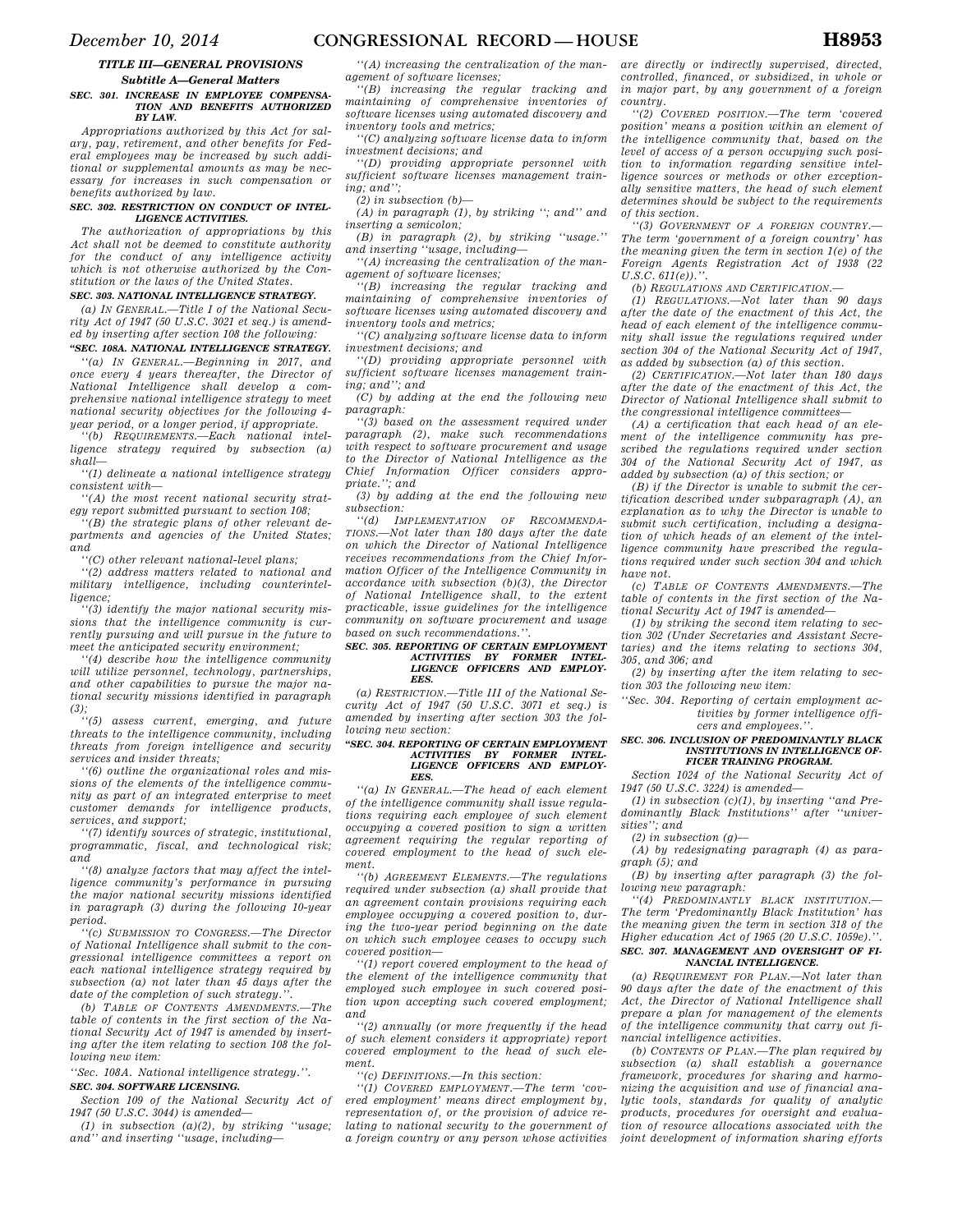## TITLE III—GENERAL PROVISIONS

### Subtitle A—General Matters

**SEC. 301. INCREASE IN EMPLOYEE COMPENSATION AND BENEFITS AUTHORIZED BY LAW.**

*Appropriations authorized by this Act for salary, pay, retirement, and other benefits for Federal employees may be increased by such additional or supplemental amounts as may be necessary for increases in such compensation or benefits authorized by law.*

**SEC. 302. RESTRICTION ON CONDUCT OF INTELLIGENCE ACTIVITIES.**

*The authorization of appropriations by this Act shall not be deemed to constitute authority for the conduct of any intelligence activity which is not otherwise authorized by the Constitution or the laws of the United States.*

**SEC. 303. NATIONAL INTELLIGENCE STRATEGY.**

*(a) IN GENERAL.—Title I of the National Security Act of 1947 (50 U.S.C. 3021 et seq.) is amended by inserting after section 108 the following:*

**"SEC. 108A. NATIONAL INTELLIGENCE STRATEGY.**

*"(a) IN GENERAL.—Beginning in 2017, and once every 4 years thereafter, the Director of National Intelligence shall develop a comprehensive national intelligence strategy to meet national security objectives for the following 4-year period, or a longer period, if appropriate.*

*"(b) REQUIREMENTS.—Each national intelligence strategy required by subsection (a) shall—*

*"(1) delineate a national intelligence strategy consistent with—*

*"(A) the most recent national security strategy report submitted pursuant to section 108;*

*"(B) the strategic plans of other relevant departments and agencies of the United States; and*

*"(C) other relevant national-level plans;*

*"(2) address matters related to national and military intelligence, including counterintelligence;*

*"(3) identify the major national security missions that the intelligence community is currently pursuing and will pursue in the future to meet the anticipated security environment;*

*"(4) describe how the intelligence community will utilize personnel, technology, partnerships, and other capabilities to pursue the major national security missions identified in paragraph (3);*

*"(5) assess current, emerging, and future threats to the intelligence community, including threats from foreign intelligence and security services and insider threats;*

*"(6) outline the organizational roles and missions of the elements of the intelligence community as part of an integrated enterprise to meet customer demands for intelligence products, services, and support;*

*"(7) identify sources of strategic, institutional, programmatic, fiscal, and technological risk; and*

*"(8) analyze factors that may affect the intelligence community's performance in pursuing the major national security missions identified in paragraph (3) during the following 10-year period.*

*"(c) SUBMISSION TO CONGRESS.—The Director of National Intelligence shall submit to the congressional intelligence committees a report on each national intelligence strategy required by subsection (a) not later than 45 days after the date of the completion of such strategy.".*

*(b) TABLE OF CONTENTS AMENDMENTS.—The table of contents in the first section of the National Security Act of 1947 is amended by inserting after the item relating to section 108 the following new item:*

*"Sec. 108A. National intelligence strategy.".*

**SEC. 304. SOFTWARE LICENSING.**

*Section 109 of the National Security Act of 1947 (50 U.S.C. 3044) is amended—*

*(1) in subsection (a)(2), by striking "usage; and" and inserting "usage, including—*

*"(A) increasing the centralization of the management of software licenses;*

*"(B) increasing the regular tracking and maintaining of comprehensive inventories of software licenses using automated discovery and inventory tools and metrics;*

*"(C) analyzing software license data to inform investment decisions; and*

*"(D) providing appropriate personnel with sufficient software licenses management training; and";*

*(2) in subsection (b)—*

*(A) in paragraph (1), by striking "; and" and inserting a semicolon;*

*(B) in paragraph (2), by striking "usage." and inserting "usage, including—*

*"(A) increasing the centralization of the management of software licenses;*

*"(B) increasing the regular tracking and maintaining of comprehensive inventories of software licenses using automated discovery and inventory tools and metrics;*

*"(C) analyzing software license data to inform investment decisions; and*

*"(D) providing appropriate personnel with sufficient software licenses management training; and"; and*

*(C) by adding at the end the following new paragraph:*

*"(3) based on the assessment required under paragraph (2), make such recommendations with respect to software procurement and usage to the Director of National Intelligence as the Chief Information Officer considers appropriate."; and*

*(3) by adding at the end the following new subsection:*

*"(d) IMPLEMENTATION OF RECOMMENDATIONS.—Not later than 180 days after the date on which the Director of National Intelligence receives recommendations from the Chief Information Officer of the Intelligence Community in accordance with subsection (b)(3), the Director of National Intelligence shall, to the extent practicable, issue guidelines for the intelligence community on software procurement and usage based on such recommendations.".*

**SEC. 305. REPORTING OF CERTAIN EMPLOYMENT ACTIVITIES BY FORMER INTELLIGENCE OFFICERS AND EMPLOYEES.**

*(a) RESTRICTION.—Title III of the National Security Act of 1947 (50 U.S.C. 3071 et seq.) is amended by inserting after section 303 the following new section:*

**"SEC. 304. REPORTING OF CERTAIN EMPLOYMENT ACTIVITIES BY FORMER INTELLIGENCE OFFICERS AND EMPLOYEES.**

*"(a) IN GENERAL.—The head of each element of the intelligence community shall issue regulations requiring each employee of such element occupying a covered position to sign a written agreement requiring the regular reporting of covered employment to the head of such element.*

*"(b) AGREEMENT ELEMENTS.—The regulations required under subsection (a) shall provide that an agreement contain provisions requiring each employee occupying a covered position to, during the two-year period beginning on the date on which such employee ceases to occupy such covered position—*

*"(1) report covered employment to the head of the element of the intelligence community that employed such employee in such covered position upon accepting such covered employment; and*

*"(2) annually (or more frequently if the head of such element considers it appropriate) report covered employment to the head of such element.*

*"(c) DEFINITIONS.—In this section:*

*"(1) COVERED EMPLOYMENT.—The term 'covered employment' means direct employment by, representation of, or the provision of advice relating to national security to the government of a foreign country or any person whose activities are directly or indirectly supervised, directed, controlled, financed, or subsidized, in whole or in major part, by any government of a foreign country.*

*"(2) COVERED POSITION.—The term 'covered position' means a position within an element of the intelligence community that, based on the level of access of a person occupying such position to information regarding sensitive intelligence sources or methods or other exceptionally sensitive matters, the head of such element determines should be subject to the requirements of this section.*

*"(3) GOVERNMENT OF A FOREIGN COUNTRY.—The term 'government of a foreign country' has the meaning given the term in section 1(e) of the Foreign Agents Registration Act of 1938 (22 U.S.C. 611(e)).".*

*(b) REGULATIONS AND CERTIFICATION.—*

*(1) REGULATIONS.—Not later than 90 days after the date of the enactment of this Act, the head of each element of the intelligence community shall issue the regulations required under section 304 of the National Security Act of 1947, as added by subsection (a) of this section.*

*(2) CERTIFICATION.—Not later than 180 days after the date of the enactment of this Act, the Director of National Intelligence shall submit to the congressional intelligence committees—*

*(A) a certification that each head of an element of the intelligence community has prescribed the regulations required under section 304 of the National Security Act of 1947, as added by subsection (a) of this section; or*

*(B) if the Director is unable to submit the certification described under subparagraph (A), an explanation as to why the Director is unable to submit such certification, including a designation of which heads of an element of the intelligence community have prescribed the regulations required under such section 304 and which have not.*

*(c) TABLE OF CONTENTS AMENDMENTS.—The table of contents in the first section of the National Security Act of 1947 is amended—*

*(1) by striking the second item relating to section 302 (Under Secretaries and Assistant Secretaries) and the items relating to sections 304, 305, and 306; and*

*(2) by inserting after the item relating to section 303 the following new item:*

*"Sec. 304. Reporting of certain employment activities by former intelligence officers and employees.".*

**SEC. 306. INCLUSION OF PREDOMINANTLY BLACK INSTITUTIONS IN INTELLIGENCE OFFICER TRAINING PROGRAM.**

*Section 1024 of the National Security Act of 1947 (50 U.S.C. 3224) is amended—*

*(1) in subsection (c)(1), by inserting "and Predominantly Black Institutions" after "universities"; and*

*(2) in subsection (g)—*

*(A) by redesignating paragraph (4) as paragraph (5); and*

*(B) by inserting after paragraph (3) the following new paragraph:*

*"(4) PREDOMINANTLY BLACK INSTITUTION.—The term 'Predominantly Black Institution' has the meaning given the term in section 318 of the Higher education Act of 1965 (20 U.S.C. 1059e).".*

**SEC. 307. MANAGEMENT AND OVERSIGHT OF FINANCIAL INTELLIGENCE.**

*(a) REQUIREMENT FOR PLAN.—Not later than 90 days after the date of the enactment of this Act, the Director of National Intelligence shall prepare a plan for management of the elements of the intelligence community that carry out financial intelligence activities.*

*(b) CONTENTS OF PLAN.—The plan required by subsection (a) shall establish a governance framework, procedures for sharing and harmonizing the acquisition and use of financial analytic tools, standards for quality of analytic products, procedures for oversight and evaluation of resource allocations associated with the joint development of information sharing efforts*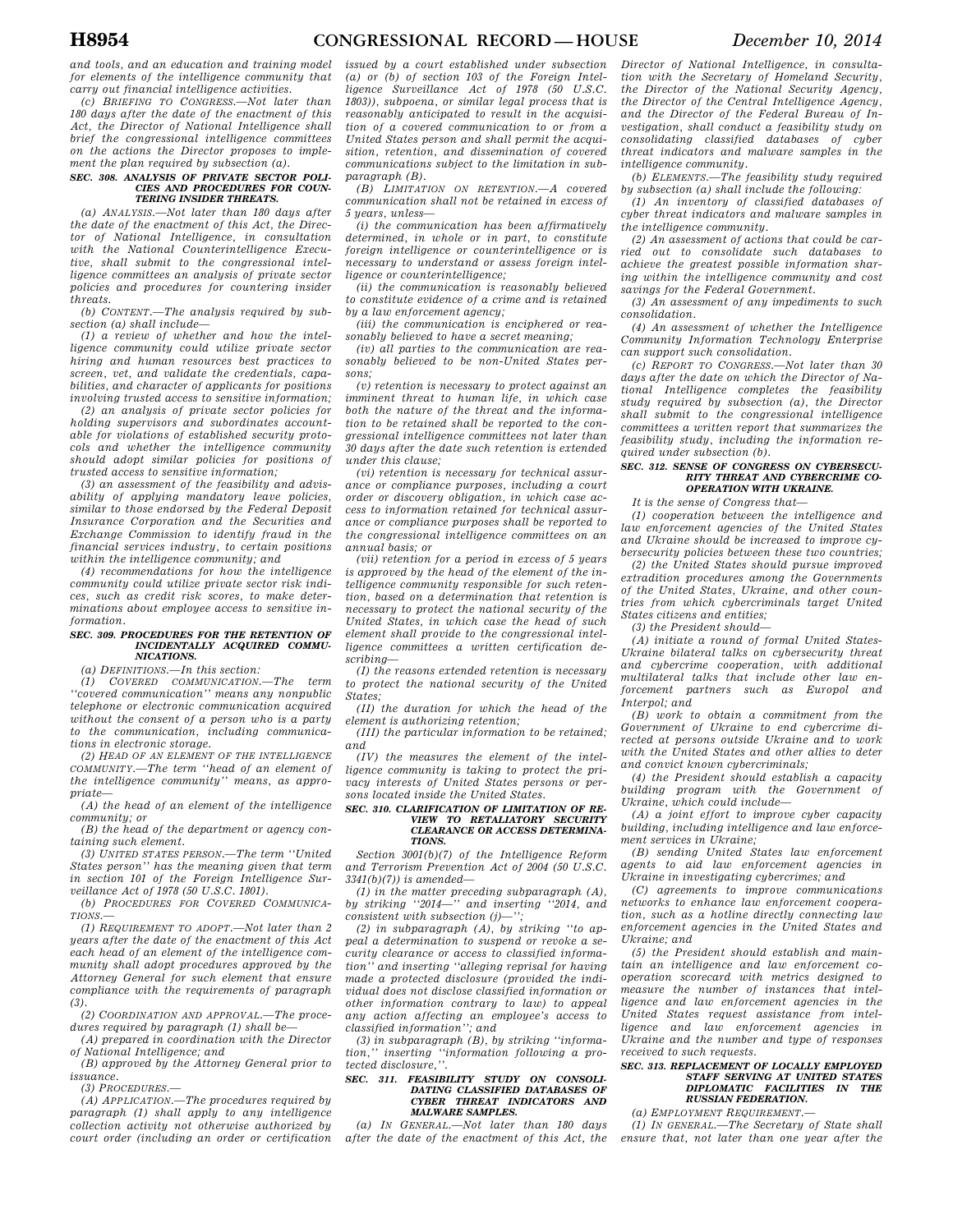and tools, and an education and training model for elements of the intelligence community that carry out financial intelligence activities.

(c) *BRIEFING TO CONGRESS.*—Not later than 180 days after the date of the enactment of this Act, the Director of National Intelligence shall brief the congressional intelligence committees on the actions the Director proposes to implement the plan required by subsection (a).

### SEC. 308. ANALYSIS OF PRIVATE SECTOR POLICIES AND PROCEDURES FOR COUNTERING INSIDER THREATS.

(a) *ANALYSIS.*—Not later than 180 days after the date of the enactment of this Act, the Director of National Intelligence, in consultation with the National Counterintelligence Executive, shall submit to the congressional intelligence committees an analysis of private sector policies and procedures for countering insider threats.

(b) *CONTENT.*—The analysis required by subsection (a) shall include—

(1) a review of whether and how the intelligence community could utilize private sector hiring and human resources best practices to screen, vet, and validate the credentials, capabilities, and character of applicants for positions involving trusted access to sensitive information;

(2) an analysis of private sector policies for holding supervisors and subordinates accountable for violations of established security protocols and whether the intelligence community should adopt similar policies for positions of trusted access to sensitive information;

(3) an assessment of the feasibility and advisability of applying mandatory leave policies, similar to those endorsed by the Federal Deposit Insurance Corporation and the Securities and Exchange Commission to identify fraud in the financial services industry, to certain positions within the intelligence community; and

(4) recommendations for how the intelligence community could utilize private sector risk indices, such as credit risk scores, to make determinations about employee access to sensitive information.

### SEC. 309. PROCEDURES FOR THE RETENTION OF INCIDENTALLY ACQUIRED COMMUNICATIONS.

(a) *DEFINITIONS.*—In this section:

(1) *COVERED COMMUNICATION.*—The term "covered communication" means any nonpublic telephone or electronic communication acquired without the consent of a person who is a party to the communication, including communications in electronic storage.

(2) *HEAD OF AN ELEMENT OF THE INTELLIGENCE COMMUNITY.*—The term "head of an element of the intelligence community" means, as appropriate—

(A) the head of an element of the intelligence community; or

(B) the head of the department or agency containing such element.

(3) *UNITED STATES PERSON.*—The term "United States person" has the meaning given that term in section 101 of the Foreign Intelligence Surveillance Act of 1978 (50 U.S.C. 1801).

(b) *PROCEDURES FOR COVERED COMMUNICATIONS.*—

(1) *REQUIREMENT TO ADOPT.*—Not later than 2 years after the date of the enactment of this Act each head of an element of the intelligence community shall adopt procedures approved by the Attorney General for such element that ensure compliance with the requirements of paragraph (3).

(2) *COORDINATION AND APPROVAL.*—The procedures required by paragraph (1) shall be—

(A) prepared in coordination with the Director of National Intelligence; and

(B) approved by the Attorney General prior to issuance.

(3) *PROCEDURES.*—

(A) *APPLICATION.*—The procedures required by paragraph (1) shall apply to any intelligence collection activity not otherwise authorized by court order (including an order or certification issued by a court established under subsection (a) or (b) of section 103 of the Foreign Intelligence Surveillance Act of 1978 (50 U.S.C. 1803)), subpoena, or similar legal process that is reasonably anticipated to result in the acquisition of a covered communication to or from a United States person and shall permit the acquisition, retention, and dissemination of covered communications subject to the limitation in subparagraph (B).

(B) *LIMITATION ON RETENTION.*—A covered communication shall not be retained in excess of 5 years, unless—

(i) the communication has been affirmatively determined, in whole or in part, to constitute foreign intelligence or counterintelligence or is necessary to understand or assess foreign intelligence or counterintelligence;

(ii) the communication is reasonably believed to constitute evidence of a crime and is retained by a law enforcement agency;

(iii) the communication is enciphered or reasonably believed to have a secret meaning;

(iv) all parties to the communication are reasonably believed to be non-United States persons;

(v) retention is necessary to protect against an imminent threat to human life, in which case both the nature of the threat and the information to be retained shall be reported to the congressional intelligence committees not later than 30 days after the date such retention is extended under this clause;

(vi) retention is necessary for technical assurance or compliance purposes, including a court order or discovery obligation, in which case access to information retained for technical assurance or compliance purposes shall be reported to the congressional intelligence committees on an annual basis; or

(vii) retention for a period in excess of 5 years is approved by the head of the element of the intelligence community responsible for such retention, based on a determination that retention is necessary to protect the national security of the United States, in which case the head of such element shall provide to the congressional intelligence committees a written certification describing—

(I) the reasons extended retention is necessary to protect the national security of the United States;

(II) the duration for which the head of the element is authorizing retention;

(III) the particular information to be retained; and

(IV) the measures the element of the intelligence community is taking to protect the privacy interests of United States persons or persons located inside the United States.

### SEC. 310. CLARIFICATION OF LIMITATION OF REVIEW TO RETALIATORY SECURITY CLEARANCE OR ACCESS DETERMINATIONS.

Section 3001(b)(7) of the Intelligence Reform and Terrorism Prevention Act of 2004 (50 U.S.C. 3341(b)(7)) is amended—

(1) in the matter preceding subparagraph (A), by striking "2014—" and inserting "2014, and consistent with subsection (j)—";

(2) in subparagraph (A), by striking "to appeal a determination to suspend or revoke a security clearance or access to classified information" and inserting "alleging reprisal for having made a protected disclosure (provided the individual does not disclose classified information or other information contrary to law) to appeal any action affecting an employee's access to classified information"; and

(3) in subparagraph (B), by striking "information," inserting "information following a protected disclosure,".

### SEC. 311. FEASIBILITY STUDY ON CONSOLIDATING CLASSIFIED DATABASES OF CYBER THREAT INDICATORS AND MALWARE SAMPLES.

(a) *IN GENERAL.*—Not later than 180 days after the date of the enactment of this Act, the Director of National Intelligence, in consultation with the Secretary of Homeland Security, the Director of the National Security Agency, the Director of the Central Intelligence Agency, and the Director of the Federal Bureau of Investigation, shall conduct a feasibility study on consolidating classified databases of cyber threat indicators and malware samples in the intelligence community.

(b) *ELEMENTS.*—The feasibility study required by subsection (a) shall include the following:

(1) An inventory of classified databases of cyber threat indicators and malware samples in the intelligence community.

(2) An assessment of actions that could be carried out to consolidate such databases to achieve the greatest possible information sharing within the intelligence community and cost savings for the Federal Government.

(3) An assessment of any impediments to such consolidation.

(4) An assessment of whether the Intelligence Community Information Technology Enterprise can support such consolidation.

(c) *REPORT TO CONGRESS.*—Not later than 30 days after the date on which the Director of National Intelligence completes the feasibility study required by subsection (a), the Director shall submit to the congressional intelligence committees a written report that summarizes the feasibility study, including the information required under subsection (b).

### SEC. 312. SENSE OF CONGRESS ON CYBERSECURITY THREAT AND CYBERCRIME COOPERATION WITH UKRAINE.

It is the sense of Congress that—

(1) cooperation between the intelligence and law enforcement agencies of the United States and Ukraine should be increased to improve cybersecurity policies between these two countries;

(2) the United States should pursue improved extradition procedures among the Governments of the United States, Ukraine, and other countries from which cybercriminals target United States citizens and entities;

(3) the President should—

(A) initiate a round of formal United States-Ukraine bilateral talks on cybersecurity threat and cybercrime cooperation, with additional multilateral talks that include other law enforcement partners such as Europol and Interpol; and

(B) work to obtain a commitment from the Government of Ukraine to end cybercrime directed at persons outside Ukraine and to work with the United States and other allies to deter and convict known cybercriminals;

(4) the President should establish a capacity building program with the Government of Ukraine, which could include—

(A) a joint effort to improve cyber capacity building, including intelligence and law enforcement services in Ukraine;

(B) sending United States law enforcement agents to aid law enforcement agencies in Ukraine in investigating cybercrimes; and

(C) agreements to improve communications networks to enhance law enforcement cooperation, such as a hotline directly connecting law enforcement agencies in the United States and Ukraine; and

(5) the President should establish and maintain an intelligence and law enforcement cooperation scorecard with metrics designed to measure the number of instances that intelligence and law enforcement agencies in the United States request assistance from intelligence and law enforcement agencies in Ukraine and the number and type of responses received to such requests.

### SEC. 313. REPLACEMENT OF LOCALLY EMPLOYED STAFF SERVING AT UNITED STATES DIPLOMATIC FACILITIES IN THE RUSSIAN FEDERATION.

(a) *EMPLOYMENT REQUIREMENT.*—

(1) *IN GENERAL.*—The Secretary of State shall ensure that, not later than one year after the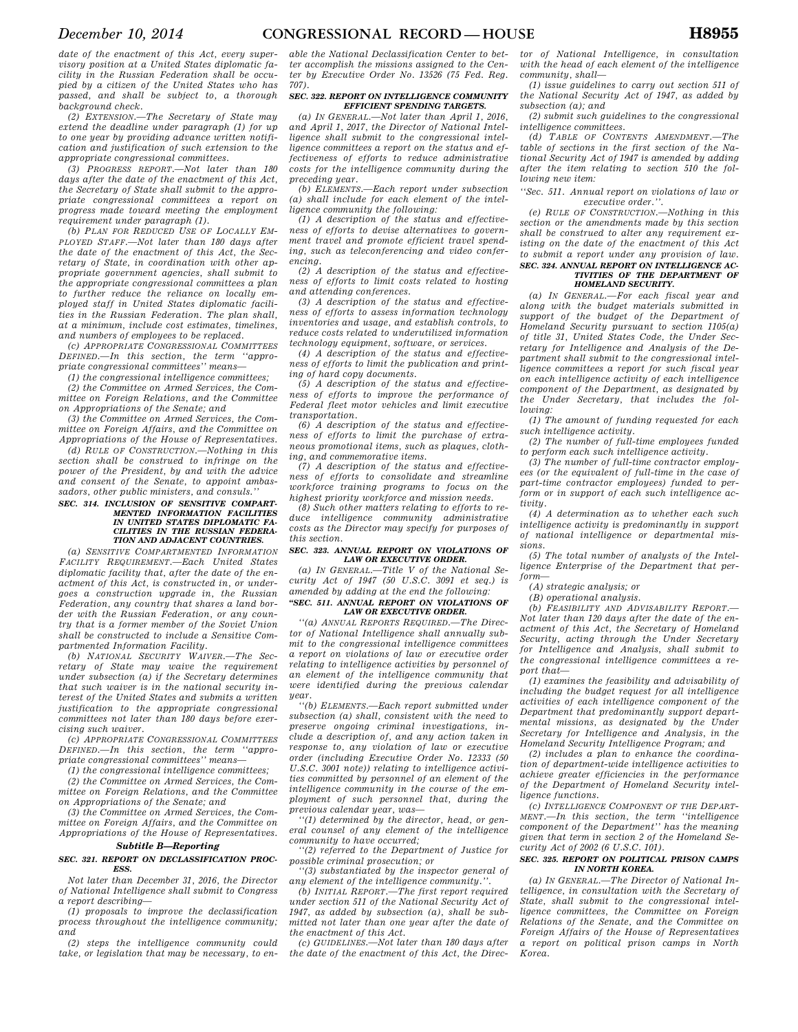date of the enactment of this Act, every supervisory position at a United States diplomatic facility in the Russian Federation shall be occupied by a citizen of the United States who has passed, and shall be subject to, a thorough background check.

(2) EXTENSION.—The Secretary of State may extend the deadline under paragraph (1) for up to one year by providing advance written notification and justification of such extension to the appropriate congressional committees.

(3) PROGRESS REPORT.—Not later than 180 days after the date of the enactment of this Act, the Secretary of State shall submit to the appropriate congressional committees a report on progress made toward meeting the employment requirement under paragraph (1).

(b) PLAN FOR REDUCED USE OF LOCALLY EMPLOYED STAFF.—Not later than 180 days after the date of the enactment of this Act, the Secretary of State, in coordination with other appropriate government agencies, shall submit to the appropriate congressional committees a plan to further reduce the reliance on locally employed staff in United States diplomatic facilities in the Russian Federation. The plan shall, at a minimum, include cost estimates, timelines, and numbers of employees to be replaced.

(c) APPROPRIATE CONGRESSIONAL COMMITTEES DEFINED.—In this section, the term ''appropriate congressional committees'' means—

(1) the congressional intelligence committees;

(2) the Committee on Armed Services, the Committee on Foreign Relations, and the Committee on Appropriations of the Senate; and

(3) the Committee on Armed Services, the Committee on Foreign Affairs, and the Committee on Appropriations of the House of Representatives.

(d) RULE OF CONSTRUCTION.—Nothing in this section shall be construed to infringe on the power of the President, by and with the advice and consent of the Senate, to appoint ambassadors, other public ministers, and consuls.''

**SEC. 314. INCLUSION OF SENSITIVE COMPARTMENTED INFORMATION FACILITIES IN UNITED STATES DIPLOMATIC FACILITIES IN THE RUSSIAN FEDERATION AND ADJACENT COUNTRIES.**

(a) SENSITIVE COMPARTMENTED INFORMATION FACILITY REQUIREMENT.—Each United States diplomatic facility that, after the date of the enactment of this Act, is constructed in, or undergoes a construction upgrade in, the Russian Federation, any country that shares a land border with the Russian Federation, or any country that is a former member of the Soviet Union shall be constructed to include a Sensitive Compartmented Information Facility.

(b) NATIONAL SECURITY WAIVER.—The Secretary of State may waive the requirement under subsection (a) if the Secretary determines that such waiver is in the national security interest of the United States and submits a written justification to the appropriate congressional committees not later than 180 days before exercising such waiver.

(c) APPROPRIATE CONGRESSIONAL COMMITTEES DEFINED.—In this section, the term ''appropriate congressional committees'' means—

(1) the congressional intelligence committees;

(2) the Committee on Armed Services, the Committee on Foreign Relations, and the Committee on Appropriations of the Senate; and

(3) the Committee on Armed Services, the Committee on Foreign Affairs, and the Committee on Appropriations of the House of Representatives.

### *Subtitle B—Reporting*

**SEC. 321. REPORT ON DECLASSIFICATION PROCESS.**

Not later than December 31, 2016, the Director of National Intelligence shall submit to Congress a report describing—

(1) proposals to improve the declassification process throughout the intelligence community; and

(2) steps the intelligence community could take, or legislation that may be necessary, to enable the National Declassification Center to better accomplish the missions assigned to the Center by Executive Order No. 13526 (75 Fed. Reg. 707).

**SEC. 322. REPORT ON INTELLIGENCE COMMUNITY EFFICIENT SPENDING TARGETS.**

(a) IN GENERAL.—Not later than April 1, 2016, and April 1, 2017, the Director of National Intelligence shall submit to the congressional intelligence committees a report on the status and effectiveness of efforts to reduce administrative costs for the intelligence community during the preceding year.

(b) ELEMENTS.—Each report under subsection (a) shall include for each element of the intelligence community the following:

(1) A description of the status and effectiveness of efforts to devise alternatives to government travel and promote efficient travel spending, such as teleconferencing and video conferencing.

(2) A description of the status and effectiveness of efforts to limit costs related to hosting and attending conferences.

(3) A description of the status and effectiveness of efforts to assess information technology inventories and usage, and establish controls, to reduce costs related to underutilized information technology equipment, software, or services.

(4) A description of the status and effectiveness of efforts to limit the publication and printing of hard copy documents.

(5) A description of the status and effectiveness of efforts to improve the performance of Federal fleet motor vehicles and limit executive transportation.

(6) A description of the status and effectiveness of efforts to limit the purchase of extraneous promotional items, such as plaques, clothing, and commemorative items.

(7) A description of the status and effectiveness of efforts to consolidate and streamline workforce training programs to focus on the highest priority workforce and mission needs.

(8) Such other matters relating to efforts to reduce intelligence community administrative costs as the Director may specify for purposes of this section.

**SEC. 323. ANNUAL REPORT ON VIOLATIONS OF LAW OR EXECUTIVE ORDER.**

(a) IN GENERAL.—Title V of the National Security Act of 1947 (50 U.S.C. 3091 et seq.) is amended by adding at the end the following:

**''SEC. 511. ANNUAL REPORT ON VIOLATIONS OF LAW OR EXECUTIVE ORDER.**

''(a) ANNUAL REPORTS REQUIRED.—The Director of National Intelligence shall annually submit to the congressional intelligence committees a report on violations of law or executive order relating to intelligence activities by personnel of an element of the intelligence community that were identified during the previous calendar year.

''(b) ELEMENTS.—Each report submitted under subsection (a) shall, consistent with the need to preserve ongoing criminal investigations, include a description of, and any action taken in response to, any violation of law or executive order (including Executive Order No. 12333 (50 U.S.C. 3001 note)) relating to intelligence activities committed by personnel of an element of the intelligence community in the course of the employment of such personnel that, during the previous calendar year, was—

''(1) determined by the director, head, or general counsel of any element of the intelligence community to have occurred;

''(2) referred to the Department of Justice for possible criminal prosecution; or

''(3) substantiated by the inspector general of any element of the intelligence community.''.

(b) INITIAL REPORT.—The first report required under section 511 of the National Security Act of 1947, as added by subsection (a), shall be submitted not later than one year after the date of the enactment of this Act.

(c) GUIDELINES.—Not later than 180 days after the date of the enactment of this Act, the Director of National Intelligence, in consultation with the head of each element of the intelligence community, shall—

(1) issue guidelines to carry out section 511 of the National Security Act of 1947, as added by subsection (a); and

(2) submit such guidelines to the congressional intelligence committees.

(d) TABLE OF CONTENTS AMENDMENT.—The table of sections in the first section of the National Security Act of 1947 is amended by adding after the item relating to section 510 the following new item:

''Sec. 511. Annual report on violations of law or executive order.''.

(e) RULE OF CONSTRUCTION.—Nothing in this section or the amendments made by this section shall be construed to alter any requirement existing on the date of the enactment of this Act to submit a report under any provision of law.

**SEC. 324. ANNUAL REPORT ON INTELLIGENCE ACTIVITIES OF THE DEPARTMENT OF HOMELAND SECURITY.**

(a) IN GENERAL.—For each fiscal year and along with the budget materials submitted in support of the budget of the Department of Homeland Security pursuant to section 1105(a) of title 31, United States Code, the Under Secretary for Intelligence and Analysis of the Department shall submit to the congressional intelligence committees a report for such fiscal year on each intelligence activity of each intelligence component of the Department, as designated by the Under Secretary, that includes the following:

(1) The amount of funding requested for each such intelligence activity.

(2) The number of full-time employees funded to perform each such intelligence activity.

(3) The number of full-time contractor employees (or the equivalent of full-time in the case of part-time contractor employees) funded to perform or in support of each such intelligence activity.

(4) A determination as to whether each such intelligence activity is predominantly in support of national intelligence or departmental missions.

(5) The total number of analysts of the Intelligence Enterprise of the Department that perform—

(A) strategic analysis; or

(B) operational analysis.

(b) FEASIBILITY AND ADVISABILITY REPORT.—Not later than 120 days after the date of the enactment of this Act, the Secretary of Homeland Security, acting through the Under Secretary for Intelligence and Analysis, shall submit to the congressional intelligence committees a report that—

(1) examines the feasibility and advisability of including the budget request for all intelligence activities of each intelligence component of the Department that predominantly support departmental missions, as designated by the Under Secretary for Intelligence and Analysis, in the Homeland Security Intelligence Program; and

(2) includes a plan to enhance the coordination of department-wide intelligence activities to achieve greater efficiencies in the performance of the Department of Homeland Security intelligence functions.

(c) INTELLIGENCE COMPONENT OF THE DEPARTMENT.—In this section, the term ''intelligence component of the Department'' has the meaning given that term in section 2 of the Homeland Security Act of 2002 (6 U.S.C. 101).

**SEC. 325. REPORT ON POLITICAL PRISON CAMPS IN NORTH KOREA.**

(a) IN GENERAL.—The Director of National Intelligence, in consultation with the Secretary of State, shall submit to the congressional intelligence committees, the Committee on Foreign Relations of the Senate, and the Committee on Foreign Affairs of the House of Representatives a report on political prison camps in North Korea.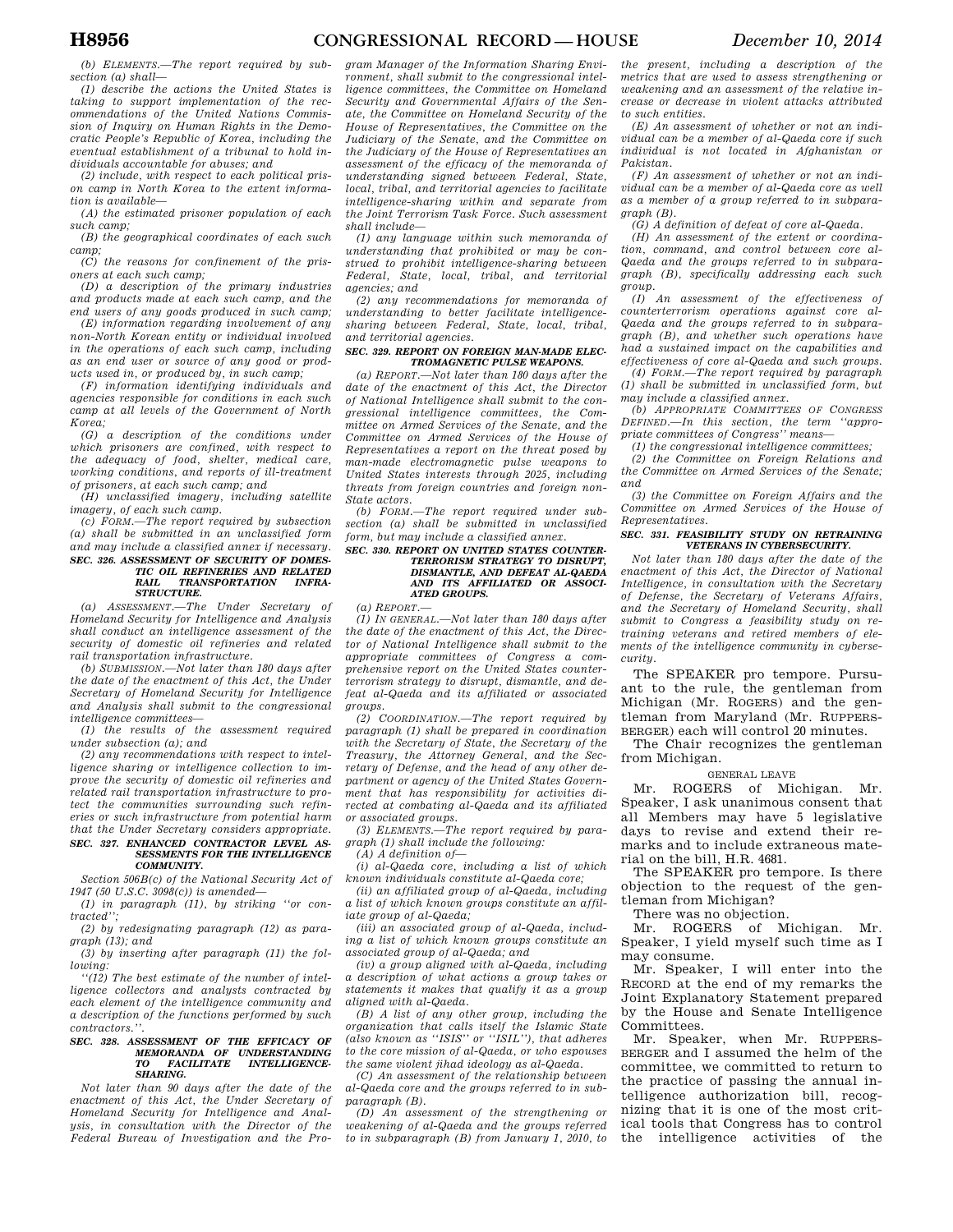*(b) ELEMENTS.—The report required by subsection (a) shall—*

*(1) describe the actions the United States is taking to support implementation of the recommendations of the United Nations Commission of Inquiry on Human Rights in the Democratic People's Republic of Korea, including the eventual establishment of a tribunal to hold individuals accountable for abuses; and*

*(2) include, with respect to each political prison camp in North Korea to the extent information is available—*

*(A) the estimated prisoner population of each such camp;*

*(B) the geographical coordinates of each such camp;*

*(C) the reasons for confinement of the prisoners at each such camp;*

*(D) a description of the primary industries and products made at each such camp, and the end users of any goods produced in such camp;*

*(E) information regarding involvement of any non-North Korean entity or individual involved in the operations of each such camp, including as an end user or source of any good or products used in, or produced by, in such camp;*

*(F) information identifying individuals and agencies responsible for conditions in each such camp at all levels of the Government of North Korea;*

*(G) a description of the conditions under which prisoners are confined, with respect to the adequacy of food, shelter, medical care, working conditions, and reports of ill-treatment of prisoners, at each such camp; and*

*(H) unclassified imagery, including satellite imagery, of each such camp.*

*(c) FORM.—The report required by subsection (a) shall be submitted in an unclassified form and may include a classified annex if necessary.*

***SEC. 326. ASSESSMENT OF SECURITY OF DOMESTIC OIL REFINERIES AND RELATED RAIL TRANSPORTATION INFRASTRUCTURE.***

*(a) ASSESSMENT.—The Under Secretary of Homeland Security for Intelligence and Analysis shall conduct an intelligence assessment of the security of domestic oil refineries and related rail transportation infrastructure.*

*(b) SUBMISSION.—Not later than 180 days after the date of the enactment of this Act, the Under Secretary of Homeland Security for Intelligence and Analysis shall submit to the congressional intelligence committees—*

*(1) the results of the assessment required under subsection (a); and*

*(2) any recommendations with respect to intelligence sharing or intelligence collection to improve the security of domestic oil refineries and related rail transportation infrastructure to protect the communities surrounding such refineries or such infrastructure from potential harm that the Under Secretary considers appropriate.*

***SEC. 327. ENHANCED CONTRACTOR LEVEL ASSESSMENTS FOR THE INTELLIGENCE COMMUNITY.***

*Section 506B(c) of the National Security Act of 1947 (50 U.S.C. 3098(c)) is amended—*

*(1) in paragraph (11), by striking "or contracted";*

*(2) by redesignating paragraph (12) as paragraph (13); and*

*(3) by inserting after paragraph (11) the following:*

*"(12) The best estimate of the number of intelligence collectors and analysts contracted by each element of the intelligence community and a description of the functions performed by such contractors.".*

***SEC. 328. ASSESSMENT OF THE EFFICACY OF MEMORANDA OF UNDERSTANDING TO FACILITATE INTELLIGENCE-SHARING.***

*Not later than 90 days after the date of the enactment of this Act, the Under Secretary of Homeland Security for Intelligence and Analysis, in consultation with the Director of the Federal Bureau of Investigation and the Program Manager of the Information Sharing Environment, shall submit to the congressional intelligence committees, the Committee on Homeland Security and Governmental Affairs of the Senate, the Committee on Homeland Security of the House of Representatives, the Committee on the Judiciary of the Senate, and the Committee on the Judiciary of the House of Representatives an assessment of the efficacy of the memoranda of understanding signed between Federal, State, local, tribal, and territorial agencies to facilitate intelligence-sharing within and separate from the Joint Terrorism Task Force. Such assessment shall include—*

*(1) any language within such memoranda of understanding that prohibited or may be construed to prohibit intelligence-sharing between Federal, State, local, tribal, and territorial agencies; and*

*(2) any recommendations for memoranda of understanding to better facilitate intelligence-sharing between Federal, State, local, tribal, and territorial agencies.*

***SEC. 329. REPORT ON FOREIGN MAN-MADE ELECTROMAGNETIC PULSE WEAPONS.***

*(a) REPORT.—Not later than 180 days after the date of the enactment of this Act, the Director of National Intelligence shall submit to the congressional intelligence committees, the Committee on Armed Services of the Senate, and the Committee on Armed Services of the House of Representatives a report on the threat posed by man-made electromagnetic pulse weapons to United States interests through 2025, including threats from foreign countries and foreign non-State actors.*

*(b) FORM.—The report required under subsection (a) shall be submitted in unclassified form, but may include a classified annex.*

***SEC. 330. REPORT ON UNITED STATES COUNTERTERRORISM STRATEGY TO DISRUPT, DISMANTLE, AND DEFEAT AL-QAEDA AND ITS AFFILIATED OR ASSOCIATED GROUPS.***

*(a) REPORT.—*

*(1) IN GENERAL.—Not later than 180 days after the date of the enactment of this Act, the Director of National Intelligence shall submit to the appropriate committees of Congress a comprehensive report on the United States counterterrorism strategy to disrupt, dismantle, and defeat al-Qaeda and its affiliated or associated groups.*

*(2) COORDINATION.—The report required by paragraph (1) shall be prepared in coordination with the Secretary of State, the Secretary of the Treasury, the Attorney General, and the Secretary of Defense, and the head of any other department or agency of the United States Government that has responsibility for activities directed at combating al-Qaeda and its affiliated or associated groups.*

*(3) ELEMENTS.—The report required by paragraph (1) shall include the following:*

*(A) A definition of—*

*(i) al-Qaeda core, including a list of which known individuals constitute al-Qaeda core;*

*(ii) an affiliated group of al-Qaeda, including a list of which known groups constitute an affiliate group of al-Qaeda;*

*(iii) an associated group of al-Qaeda, including a list of which known groups constitute an associated group of al-Qaeda; and*

*(iv) a group aligned with al-Qaeda, including a description of what actions a group takes or statements it makes that qualify it as a group aligned with al-Qaeda.*

*(B) A list of any other group, including the organization that calls itself the Islamic State (also known as "ISIS" or "ISIL"), that adheres to the core mission of al-Qaeda, or who espouses the same violent jihad ideology as al-Qaeda.*

*(C) An assessment of the relationship between al-Qaeda core and the groups referred to in subparagraph (B).*

*(D) An assessment of the strengthening or weakening of al-Qaeda and the groups referred to in subparagraph (B) from January 1, 2010, to the present, including a description of the metrics that are used to assess strengthening or weakening and an assessment of the relative increase or decrease in violent attacks attributed to such entities.*

*(E) An assessment of whether or not an individual can be a member of al-Qaeda core if such individual is not located in Afghanistan or Pakistan.*

*(F) An assessment of whether or not an individual can be a member of al-Qaeda core as well as a member of a group referred to in subparagraph (B).*

*(G) A definition of defeat of core al-Qaeda.*

*(H) An assessment of the extent or coordination, command, and control between core al-Qaeda and the groups referred to in subparagraph (B), specifically addressing each such group.*

*(I) An assessment of the effectiveness of counterterrorism operations against core al-Qaeda and the groups referred to in subparagraph (B), and whether such operations have had a sustained impact on the capabilities and effectiveness of core al-Qaeda and such groups.*

*(4) FORM.—The report required by paragraph (1) shall be submitted in unclassified form, but may include a classified annex.*

*(b) APPROPRIATE COMMITTEES OF CONGRESS DEFINED.—In this section, the term "appropriate committees of Congress" means—*

*(1) the congressional intelligence committees;*

*(2) the Committee on Foreign Relations and the Committee on Armed Services of the Senate; and*

*(3) the Committee on Foreign Affairs and the Committee on Armed Services of the House of Representatives.*

***SEC. 331. FEASIBILITY STUDY ON RETRAINING VETERANS IN CYBERSECURITY.***

*Not later than 180 days after the date of the enactment of this Act, the Director of National Intelligence, in consultation with the Secretary of Defense, the Secretary of Veterans Affairs, and the Secretary of Homeland Security, shall submit to Congress a feasibility study on retraining veterans and retired members of elements of the intelligence community in cybersecurity.*

The SPEAKER pro tempore. Pursuant to the rule, the gentleman from Michigan (Mr. ROGERS) and the gentleman from Maryland (Mr. RUPPERSBERGER) each will control 20 minutes.

The Chair recognizes the gentleman from Michigan.

GENERAL LEAVE

Mr. ROGERS of Michigan. Mr. Speaker, I ask unanimous consent that all Members may have 5 legislative days to revise and extend their remarks and to include extraneous material on the bill, H.R. 4681.

The SPEAKER pro tempore. Is there objection to the request of the gentleman from Michigan?

There was no objection.

Mr. ROGERS of Michigan. Mr. Speaker, I yield myself such time as I may consume.

Mr. Speaker, I will enter into the RECORD at the end of my remarks the Joint Explanatory Statement prepared by the House and Senate Intelligence Committees.

Mr. Speaker, when Mr. RUPPERSBERGER and I assumed the helm of the committee, we committed to return to the practice of passing the annual intelligence authorization bill, recognizing that it is one of the most critical tools that Congress has to control the intelligence activities of the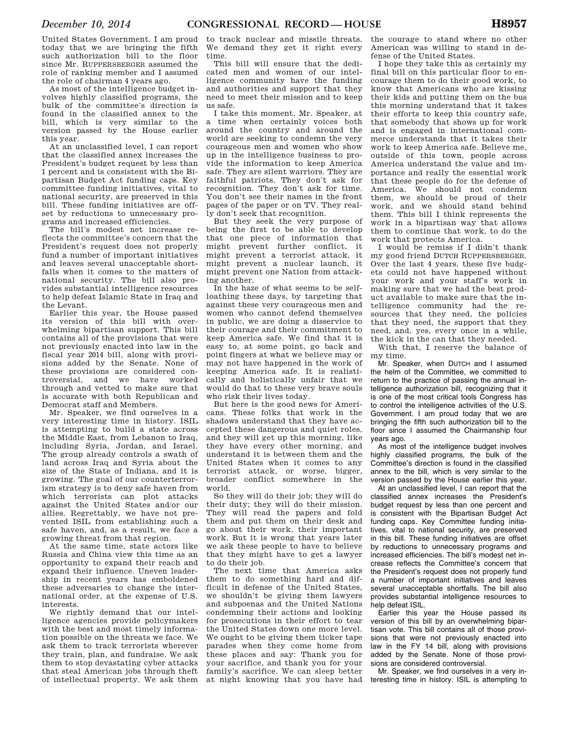United States Government. I am proud today that we are bringing the fifth such authorization bill to the floor since Mr. RUPPERSBERGER assumed the role of ranking member and I assumed the role of chairman 4 years ago.

As most of the intelligence budget involves highly classified programs, the bulk of the committee's direction is found in the classified annex to the bill, which is very similar to the version passed by the House earlier this year.

At an unclassified level, I can report that the classified annex increases the President's budget request by less than 1 percent and is consistent with the Bipartisan Budget Act funding caps. Key committee funding initiatives, vital to national security, are preserved in this bill. These funding initiatives are offset by reductions to unnecessary programs and increased efficiencies.

The bill's modest net increase reflects the committee's concern that the President's request does not properly fund a number of important initiatives and leaves several unacceptable shortfalls when it comes to the matters of national security. The bill also provides substantial intelligence resources to help defeat Islamic State in Iraq and the Levant.

Earlier this year, the House passed its version of this bill with overwhelming bipartisan support. This bill contains all of the provisions that were not previously enacted into law in the fiscal year 2014 bill, along with provisions added by the Senate. None of these provisions are considered controversial, and we have worked through and vetted to make sure that is accurate with both Republican and Democrat staff and Members.

Mr. Speaker, we find ourselves in a very interesting time in history. ISIL is attempting to build a state across the Middle East, from Lebanon to Iraq, including Syria, Jordan, and Israel. The group already controls a swath of land across Iraq and Syria about the size of the State of Indiana, and it is growing. The goal of our counterterrorism strategy is to deny safe haven from which terrorists can plot attacks against the United States and/or our allies. Regrettably, we have not prevented ISIL from establishing such a safe haven, and, as a result, we face a growing threat from that region.

At the same time, state actors like Russia and China view this time as an opportunity to expand their reach and expand their influence. Uneven leadership in recent years has emboldened these adversaries to change the international order, at the expense of U.S. interests.

We rightly demand that our intelligence agencies provide policymakers with the best and most timely information possible on the threats we face. We ask them to track terrorists wherever they train, plan, and fundraise. We ask them to stop devastating cyber attacks that steal American jobs through theft of intellectual property. We ask them to track nuclear and missile threats. We demand they get it right every time.

This bill will ensure that the dedicated men and women of our intelligence community have the funding and authorities and support that they need to meet their mission and to keep us safe.

I take this moment, Mr. Speaker, at a time when certainly voices both around the country and around the world are seeking to condemn the very courageous men and women who show up in the intelligence business to provide the information to keep America safe. They are silent warriors. They are faithful patriots. They don't ask for recognition. They don't ask for time. You don't see their names in the front pages of the paper or on TV. They really don't seek that recognition.

But they seek the very purpose of being the first to be able to develop that one piece of information that might prevent further conflict, it might prevent a terrorist attack, it might prevent a nuclear launch, it might prevent one Nation from attacking another.

In the haze of what seems to be self-loathing these days, by targeting that against these very courageous men and women who cannot defend themselves in public, we are doing a disservice to their courage and their commitment to keep America safe. We find that it is easy to, at some point, go back and point fingers at what we believe may or may not have happened in the work of keeping America safe. It is realistically and holistically unfair that we would do that to these very brave souls who risk their lives today.

But here is the good news for Americans. These folks that work in the shadows understand that they have accepted these dangerous and quiet roles, and they will get up this morning, like they have every other morning, and understand it is between them and the United States when it comes to any terrorist attack, or worse, bigger, broader conflict somewhere in the world.

So they will do their job; they will do their duty; they will do their mission. They will read the papers and fold them and put them on their desk and go about their work, their important work. But it is wrong that years later we ask these people to have to believe that they might have to get a lawyer to do their job.

The next time that America asks them to do something hard and difficult in defense of the United States, we shouldn't be giving them lawyers and subpoenas and the United Nations condemning their actions and looking for prosecutions in their effort to tear the United States down one more level. We ought to be giving them ticker tape parades when they come home from these places and say: Thank you for your sacrifice, and thank you for your family's sacrifice. We can sleep better at night knowing that you have had the courage to stand where no other American was willing to stand in defense of the United States.

I hope they take this as certainly my final bill on this particular floor to encourage them to do their good work, to know that Americans who are kissing their kids and putting them on the bus this morning understand that it takes their efforts to keep this country safe, that somebody that shows up for work and is engaged in international commerce understands that it takes their work to keep America safe. Believe me, outside of this town, people across America understand the value and importance and really the essential work that these people do for the defense of America. We should not condemn them, we should be proud of their work, and we should stand behind them. This bill I think represents the work in a bipartisan way that allows them to continue that work, to do the work that protects America.

I would be remiss if I didn't thank my good friend DUTCH RUPPERSBERGER. Over the last 4 years, these five budgets could not have happened without your work and your staff's work in making sure that we had the best product available to make sure that the intelligence community had the resources that they need, the policies that they need, the support that they need, and, yes, every once in a while, the kick in the can that they needed.

With that, I reserve the balance of my time.

Mr. Speaker, when DUTCH and I assumed the helm of the Committee, we committed to return to the practice of passing the annual intelligence authorization bill, recognizing that it is one of the most critical tools Congress has to control the intelligence activities of the U.S. Government. I am proud today that we are bringing the fifth such authorization bill to the floor since I assumed the Chairmanship four years ago.

As most of the intelligence budget involves highly classified programs, the bulk of the Committee's direction is found in the classified annex to the bill, which is very similar to the version passed by the House earlier this year.

At an unclassified level, I can report that the classified annex increases the President's budget request by less than one percent and is consistent with the Bipartisan Budget Act funding caps. Key Committee funding initiatives, vital to national security, are preserved in this bill. These funding initiatives are offset by reductions to unnecessary programs and increased efficiencies. The bill's modest net increase reflects the Committee's concern that the President's request does not properly fund a number of important initiatives and leaves several unacceptable shortfalls. The bill also provides substantial intelligence resources to help defeat ISIL.

Earlier this year the House passed its version of this bill by an overwhelming bipartisan vote. This bill contains all of those provisions that were not previously enacted into law in the FY 14 bill, along with provisions added by the Senate. None of those provisions are considered controversial.

Mr. Speaker, we find ourselves in a very interesting time in history. ISIL is attempting to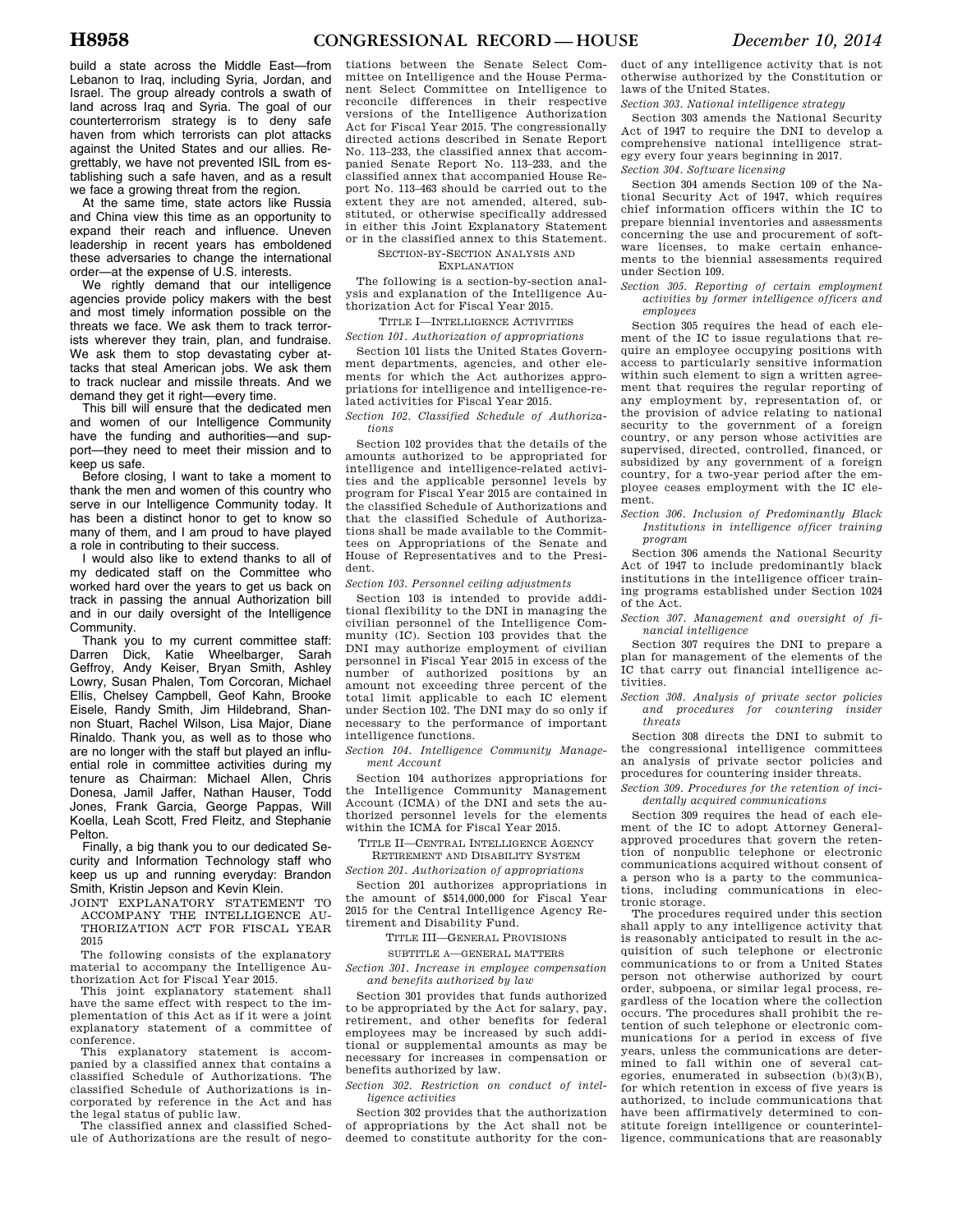build a state across the Middle East—from Lebanon to Iraq, including Syria, Jordan, and Israel. The group already controls a swath of land across Iraq and Syria. The goal of our counterterrorism strategy is to deny safe haven from which terrorists can plot attacks against the United States and our allies. Regrettably, we have not prevented ISIL from establishing such a safe haven, and as a result we face a growing threat from the region.

At the same time, state actors like Russia and China view this time as an opportunity to expand their reach and influence. Uneven leadership in recent years has emboldened these adversaries to change the international order—at the expense of U.S. interests.

We rightly demand that our intelligence agencies provide policy makers with the best and most timely information possible on the threats we face. We ask them to track terrorists wherever they train, plan, and fundraise. We ask them to stop devastating cyber attacks that steal American jobs. We ask them to track nuclear and missile threats. And we demand they get it right—every time.

This bill will ensure that the dedicated men and women of our Intelligence Community have the funding and authorities—and support—they need to meet their mission and to keep us safe.

Before closing, I want to take a moment to thank the men and women of this country who serve in our Intelligence Community today. It has been a distinct honor to get to know so many of them, and I am proud to have played a role in contributing to their success.

I would also like to extend thanks to all of my dedicated staff on the Committee who worked hard over the years to get us back on track in passing the annual Authorization bill and in our daily oversight of the Intelligence Community.

Thank you to my current committee staff: Darren Dick, Katie Wheelbarger, Sarah Geffroy, Andy Keiser, Bryan Smith, Ashley Lowry, Susan Phalen, Tom Corcoran, Michael Ellis, Chelsey Campbell, Geof Kahn, Brooke Eisele, Randy Smith, Jim Hildebrand, Shannon Stuart, Rachel Wilson, Lisa Major, Diane Rinaldo. Thank you, as well as to those who are no longer with the staff but played an influential role in committee activities during my tenure as Chairman: Michael Allen, Chris Donesa, Jamil Jaffer, Nathan Hauser, Todd Jones, Frank Garcia, George Pappas, Will Koella, Leah Scott, Fred Fleitz, and Stephanie Pelton.

Finally, a big thank you to our dedicated Security and Information Technology staff who keep us up and running everyday: Brandon Smith, Kristin Jepson and Kevin Klein.

## JOINT EXPLANATORY STATEMENT TO ACCOMPANY THE INTELLIGENCE AUTHORIZATION ACT FOR FISCAL YEAR 2015

The following consists of the explanatory material to accompany the Intelligence Authorization Act for Fiscal Year 2015.

This joint explanatory statement shall have the same effect with respect to the implementation of this Act as if it were a joint explanatory statement of a committee of conference.

This explanatory statement is accompanied by a classified annex that contains a classified Schedule of Authorizations. The classified Schedule of Authorizations is incorporated by reference in the Act and has the legal status of public law.

The classified annex and classified Schedule of Authorizations are the result of negotiations between the Senate Select Committee on Intelligence and the House Permanent Select Committee on Intelligence to reconcile differences in their respective versions of the Intelligence Authorization Act for Fiscal Year 2015. The congressionally directed actions described in Senate Report No. 113–233, the classified annex that accompanied Senate Report No. 113–233, and the classified annex that accompanied House Report No. 113–463 should be carried out to the extent they are not amended, altered, substituted, or otherwise specifically addressed in either this Joint Explanatory Statement or in the classified annex to this Statement.

### SECTION-BY-SECTION ANALYSIS AND EXPLANATION

The following is a section-by-section analysis and explanation of the Intelligence Authorization Act for Fiscal Year 2015.

### TITLE I—INTELLIGENCE ACTIVITIES

*Section 101. Authorization of appropriations*

Section 101 lists the United States Government departments, agencies, and other elements for which the Act authorizes appropriations for intelligence and intelligence-related activities for Fiscal Year 2015.

*Section 102. Classified Schedule of Authorizations*

Section 102 provides that the details of the amounts authorized to be appropriated for intelligence and intelligence-related activities and the applicable personnel levels by program for Fiscal Year 2015 are contained in the classified Schedule of Authorizations and that the classified Schedule of Authorizations shall be made available to the Committees on Appropriations of the Senate and House of Representatives and to the President.

*Section 103. Personnel ceiling adjustments*

Section 103 is intended to provide additional flexibility to the DNI in managing the civilian personnel of the Intelligence Community (IC). Section 103 provides that the DNI may authorize employment of civilian personnel in Fiscal Year 2015 in excess of the number of authorized positions by an amount not exceeding three percent of the total limit applicable to each IC element under Section 102. The DNI may do so only if necessary to the performance of important intelligence functions.

*Section 104. Intelligence Community Management Account*

Section 104 authorizes appropriations for the Intelligence Community Management Account (ICMA) of the DNI and sets the authorized personnel levels for the elements within the ICMA for Fiscal Year 2015.

### TITLE II—CENTRAL INTELLIGENCE AGENCY RETIREMENT AND DISABILITY SYSTEM

*Section 201. Authorization of appropriations*

Section 201 authorizes appropriations in the amount of $514,000,000 for Fiscal Year 2015 for the Central Intelligence Agency Retirement and Disability Fund.

### TITLE III—GENERAL PROVISIONS

#### SUBTITLE A—GENERAL MATTERS

*Section 301. Increase in employee compensation and benefits authorized by law*

Section 301 provides that funds authorized to be appropriated by the Act for salary, pay, retirement, and other benefits for federal employees may be increased by such additional or supplemental amounts as may be necessary for increases in compensation or benefits authorized by law.

*Section 302. Restriction on conduct of intelligence activities*

Section 302 provides that the authorization of appropriations by the Act shall not be deemed to constitute authority for the conduct of any intelligence activity that is not otherwise authorized by the Constitution or laws of the United States.

*Section 303. National intelligence strategy*

Section 303 amends the National Security Act of 1947 to require the DNI to develop a comprehensive national intelligence strategy every four years beginning in 2017.

*Section 304. Software licensing*

Section 304 amends Section 109 of the National Security Act of 1947, which requires chief information officers within the IC to prepare biennial inventories and assessments concerning the use and procurement of software licenses, to make certain enhancements to the biennial assessments required under Section 109.

*Section 305. Reporting of certain employment activities by former intelligence officers and employees*

Section 305 requires the head of each element of the IC to issue regulations that require an employee occupying positions with access to particularly sensitive information within such element to sign a written agreement that requires the regular reporting of any employment by, representation of, or the provision of advice relating to national security to the government of a foreign country, or any person whose activities are supervised, directed, controlled, financed, or subsidized by any government of a foreign country, for a two-year period after the employee ceases employment with the IC element.

*Section 306. Inclusion of Predominantly Black Institutions in intelligence officer training program*

Section 306 amends the National Security Act of 1947 to include predominantly black institutions in the intelligence officer training programs established under Section 1024 of the Act.

*Section 307. Management and oversight of financial intelligence*

Section 307 requires the DNI to prepare a plan for management of the elements of the IC that carry out financial intelligence activities.

*Section 308. Analysis of private sector policies and procedures for countering insider threats*

Section 308 directs the DNI to submit to the congressional intelligence committees an analysis of private sector policies and procedures for countering insider threats.

*Section 309. Procedures for the retention of incidentally acquired communications*

Section 309 requires the head of each element of the IC to adopt Attorney General-approved procedures that govern the retention of nonpublic telephone or electronic communications acquired without consent of a person who is a party to the communications, including communications in electronic storage.

The procedures required under this section shall apply to any intelligence activity that is reasonably anticipated to result in the acquisition of such telephone or electronic communications to or from a United States person not otherwise authorized by court order, subpoena, or similar legal process, regardless of the location where the collection occurs. The procedures shall prohibit the retention of such telephone or electronic communications for a period in excess of five years, unless the communications are determined to fall within one of several categories, enumerated in subsection (b)(3)(B), for which retention in excess of five years is authorized, to include communications that have been affirmatively determined to constitute foreign intelligence or counterintelligence, communications that are reasonably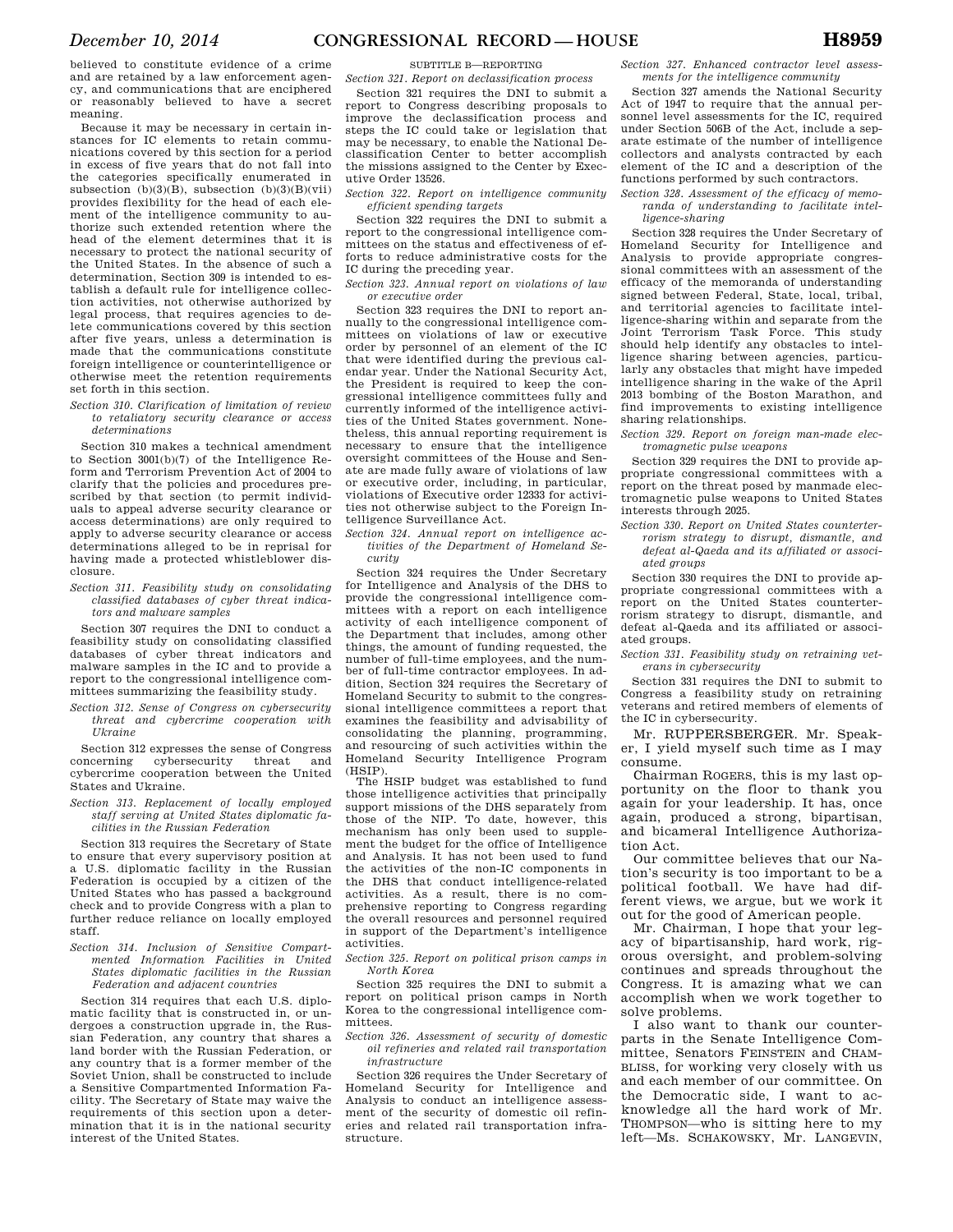believed to constitute evidence of a crime and are retained by a law enforcement agency, and communications that are enciphered or reasonably believed to have a secret meaning.

Because it may be necessary in certain instances for IC elements to retain communications covered by this section for a period in excess of five years that do not fall into the categories specifically enumerated in subsection (b)(3)(B), subsection (b)(3)(B)(vii) provides flexibility for the head of each element of the intelligence community to authorize such extended retention where the head of the element determines that it is necessary to protect the national security of the United States. In the absence of such a determination, Section 309 is intended to establish a default rule for intelligence collection activities, not otherwise authorized by legal process, that requires agencies to delete communications covered by this section after five years, unless a determination is made that the communications constitute foreign intelligence or counterintelligence or otherwise meet the retention requirements set forth in this section.

*Section 310. Clarification of limitation of review to retaliatory security clearance or access determinations*

Section 310 makes a technical amendment to Section 3001(b)(7) of the Intelligence Reform and Terrorism Prevention Act of 2004 to clarify that the policies and procedures prescribed by that section (to permit individuals to appeal adverse security clearance or access determinations) are only required to apply to adverse security clearance or access determinations alleged to be in reprisal for having made a protected whistleblower disclosure.

*Section 311. Feasibility study on consolidating classified databases of cyber threat indicators and malware samples*

Section 307 requires the DNI to conduct a feasibility study on consolidating classified databases of cyber threat indicators and malware samples in the IC and to provide a report to the congressional intelligence committees summarizing the feasibility study.

*Section 312. Sense of Congress on cybersecurity threat and cybercrime cooperation with Ukraine*

Section 312 expresses the sense of Congress concerning cybersecurity threat and cybercrime cooperation between the United States and Ukraine.

*Section 313. Replacement of locally employed staff serving at United States diplomatic facilities in the Russian Federation*

Section 313 requires the Secretary of State to ensure that every supervisory position at a U.S. diplomatic facility in the Russian Federation is occupied by a citizen of the United States who has passed a background check and to provide Congress with a plan to further reduce reliance on locally employed staff.

*Section 314. Inclusion of Sensitive Compartmented Information Facilities in United States diplomatic facilities in the Russian Federation and adjacent countries*

Section 314 requires that each U.S. diplomatic facility that is constructed in, or undergoes a construction upgrade in, the Russian Federation, any country that shares a land border with the Russian Federation, or any country that is a former member of the Soviet Union, shall be constructed to include a Sensitive Compartmented Information Facility. The Secretary of State may waive the requirements of this section upon a determination that it is in the national security interest of the United States.

SUBTITLE B—REPORTING

*Section 321. Report on declassification process*

Section 321 requires the DNI to submit a report to Congress describing proposals to improve the declassification process and steps the IC could take or legislation that may be necessary, to enable the National Declassification Center to better accomplish the missions assigned to the Center by Executive Order 13526.

*Section 322. Report on intelligence community efficient spending targets*

Section 322 requires the DNI to submit a report to the congressional intelligence committees on the status and effectiveness of efforts to reduce administrative costs for the IC during the preceding year.

*Section 323. Annual report on violations of law or executive order*

Section 323 requires the DNI to report annually to the congressional intelligence committees on violations of law or executive order by personnel of an element of the IC that were identified during the previous calendar year. Under the National Security Act, the President is required to keep the congressional intelligence committees fully and currently informed of the intelligence activities of the United States government. Nonetheless, this annual reporting requirement is necessary to ensure that the intelligence oversight committees of the House and Senate are made fully aware of violations of law or executive order, including, in particular, violations of Executive order 12333 for activities not otherwise subject to the Foreign Intelligence Surveillance Act.

*Section 324. Annual report on intelligence activities of the Department of Homeland Security*

Section 324 requires the Under Secretary for Intelligence and Analysis of the DHS to provide the congressional intelligence committees with a report on each intelligence activity of each intelligence component of the Department that includes, among other things, the amount of funding requested, the number of full-time employees, and the number of full-time contractor employees. In addition, Section 324 requires the Secretary of Homeland Security to submit to the congressional intelligence committees a report that examines the feasibility and advisability of consolidating the planning, programming, and resourcing of such activities within the Homeland Security Intelligence Program (HSIP).

The HSIP budget was established to fund those intelligence activities that principally support missions of the DHS separately from those of the NIP. To date, however, this mechanism has only been used to supplement the budget for the office of Intelligence and Analysis. It has not been used to fund the activities of the non-IC components in the DHS that conduct intelligence-related activities. As a result, there is no comprehensive reporting to Congress regarding the overall resources and personnel required in support of the Department's intelligence activities.

*Section 325. Report on political prison camps in North Korea*

Section 325 requires the DNI to submit a report on political prison camps in North Korea to the congressional intelligence committees.

*Section 326. Assessment of security of domestic oil refineries and related rail transportation infrastructure*

Section 326 requires the Under Secretary of Homeland Security for Intelligence and Analysis to conduct an intelligence assessment of the security of domestic oil refineries and related rail transportation infrastructure.

*Section 327. Enhanced contractor level assessments for the intelligence community*

Section 327 amends the National Security Act of 1947 to require that the annual personnel level assessments for the IC, required under Section 506B of the Act, include a separate estimate of the number of intelligence collectors and analysts contracted by each element of the IC and a description of the functions performed by such contractors.

*Section 328. Assessment of the efficacy of memoranda of understanding to facilitate intelligence-sharing*

Section 328 requires the Under Secretary of Homeland Security for Intelligence and Analysis to provide appropriate congressional committees with an assessment of the efficacy of the memoranda of understanding signed between Federal, State, local, tribal, and territorial agencies to facilitate intelligence-sharing within and separate from the Joint Terrorism Task Force. This study should help identify any obstacles to intelligence sharing between agencies, particularly any obstacles that might have impeded intelligence sharing in the wake of the April 2013 bombing of the Boston Marathon, and find improvements to existing intelligence sharing relationships.

*Section 329. Report on foreign man-made electromagnetic pulse weapons*

Section 329 requires the DNI to provide appropriate congressional committees with a report on the threat posed by manmade electromagnetic pulse weapons to United States interests through 2025.

*Section 330. Report on United States counterterrorism strategy to disrupt, dismantle, and defeat al-Qaeda and its affiliated or associated groups*

Section 330 requires the DNI to provide appropriate congressional committees with a report on the United States counterterrorism strategy to disrupt, dismantle, and defeat al-Qaeda and its affiliated or associated groups.

*Section 331. Feasibility study on retraining veterans in cybersecurity*

Section 331 requires the DNI to submit to Congress a feasibility study on retraining veterans and retired members of elements of the IC in cybersecurity.

Mr. RUPPERSBERGER. Mr. Speaker, I yield myself such time as I may consume.

Chairman ROGERS, this is my last opportunity on the floor to thank you again for your leadership. It has, once again, produced a strong, bipartisan, and bicameral Intelligence Authorization Act.

Our committee believes that our Nation's security is too important to be a political football. We have had different views, we argue, but we work it out for the good of American people.

Mr. Chairman, I hope that your legacy of bipartisanship, hard work, rigorous oversight, and problem-solving continues and spreads throughout the Congress. It is amazing what we can accomplish when we work together to solve problems.

I also want to thank our counterparts in the Senate Intelligence Committee, Senators FEINSTEIN and CHAMBLISS, for working very closely with us and each member of our committee. On the Democratic side, I want to acknowledge all the hard work of Mr. THOMPSON—who is sitting here to my left—Ms. SCHAKOWSKY, Mr. LANGEVIN,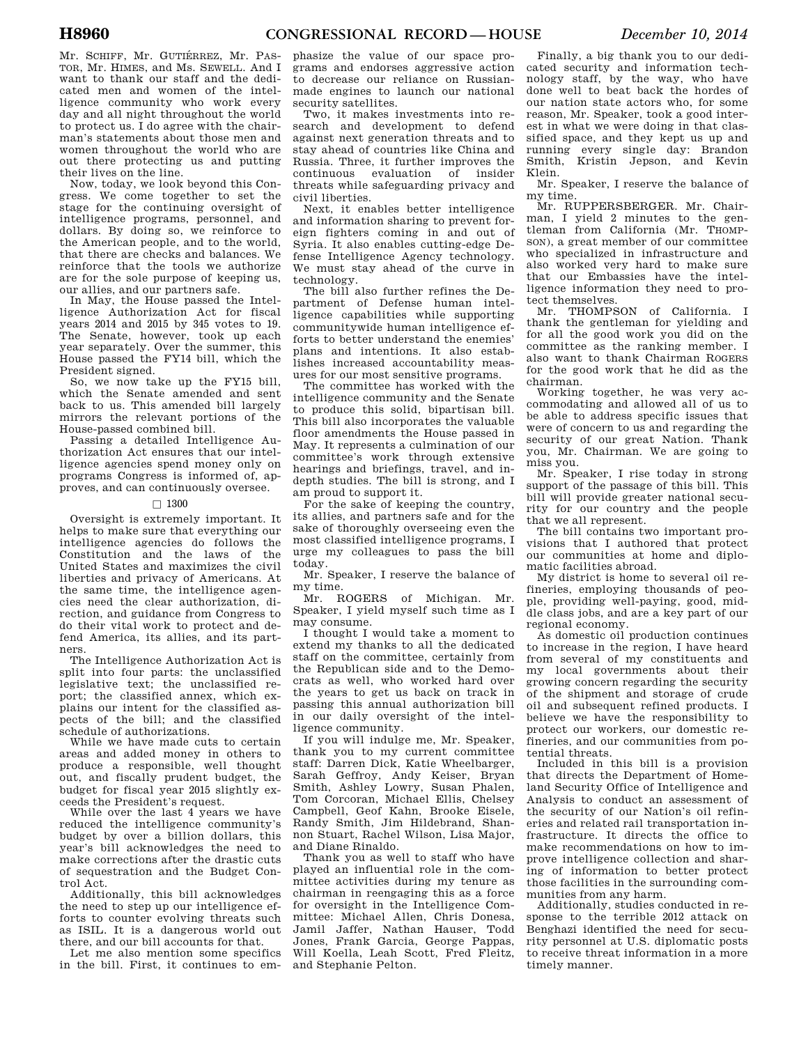Mr. SCHIFF, Mr. GUTIÉRREZ, Mr. PASTOR, Mr. HIMES, and Ms. SEWELL. And I want to thank our staff and the dedicated men and women of the intelligence community who work every day and all night throughout the world to protect us. I do agree with the chairman's statements about those men and women throughout the world who are out there protecting us and putting their lives on the line.

Now, today, we look beyond this Congress. We come together to set the stage for the continuing oversight of intelligence programs, personnel, and dollars. By doing so, we reinforce to the American people, and to the world, that there are checks and balances. We reinforce that the tools we authorize are for the sole purpose of keeping us, our allies, and our partners safe.

In May, the House passed the Intelligence Authorization Act for fiscal years 2014 and 2015 by 345 votes to 19. The Senate, however, took up each year separately. Over the summer, this House passed the FY14 bill, which the President signed.

So, we now take up the FY15 bill, which the Senate amended and sent back to us. This amended bill largely mirrors the relevant portions of the House-passed combined bill.

Passing a detailed Intelligence Authorization Act ensures that our intelligence agencies spend money only on programs Congress is informed of, approves, and can continuously oversee.

□ 1300

Oversight is extremely important. It helps to make sure that everything our intelligence agencies do follows the Constitution and the laws of the United States and maximizes the civil liberties and privacy of Americans. At the same time, the intelligence agencies need the clear authorization, direction, and guidance from Congress to do their vital work to protect and defend America, its allies, and its partners.

The Intelligence Authorization Act is split into four parts: the unclassified legislative text; the unclassified report; the classified annex, which explains our intent for the classified aspects of the bill; and the classified schedule of authorizations.

While we have made cuts to certain areas and added money in others to produce a responsible, well thought out, and fiscally prudent budget, the budget for fiscal year 2015 slightly exceeds the President's request.

While over the last 4 years we have reduced the intelligence community's budget by over a billion dollars, this year's bill acknowledges the need to make corrections after the drastic cuts of sequestration and the Budget Control Act.

Additionally, this bill acknowledges the need to step up our intelligence efforts to counter evolving threats such as ISIL. It is a dangerous world out there, and our bill accounts for that.

Let me also mention some specifics in the bill. First, it continues to emphasize the value of our space programs and endorses aggressive action to decrease our reliance on Russian-made engines to launch our national security satellites.

Two, it makes investments into research and development to defend against next generation threats and to stay ahead of countries like China and Russia. Three, it further improves the continuous evaluation of insider threats while safeguarding privacy and civil liberties.

Next, it enables better intelligence and information sharing to prevent foreign fighters coming in and out of Syria. It also enables cutting-edge Defense Intelligence Agency technology. We must stay ahead of the curve in technology.

The bill also further refines the Department of Defense human intelligence capabilities while supporting communitywide human intelligence efforts to better understand the enemies' plans and intentions. It also establishes increased accountability measures for our most sensitive programs.

The committee has worked with the intelligence community and the Senate to produce this solid, bipartisan bill. This bill also incorporates the valuable floor amendments the House passed in May. It represents a culmination of our committee's work through extensive hearings and briefings, travel, and in-depth studies. The bill is strong, and I am proud to support it.

For the sake of keeping the country, its allies, and partners safe and for the sake of thoroughly overseeing even the most classified intelligence programs, I urge my colleagues to pass the bill today.

Mr. Speaker, I reserve the balance of my time.

Mr. ROGERS of Michigan. Mr. Speaker, I yield myself such time as I may consume.

I thought I would take a moment to extend my thanks to all the dedicated staff on the committee, certainly from the Republican side and to the Democrats as well, who worked hard over the years to get us back on track in passing this annual authorization bill in our daily oversight of the intelligence community.

If you will indulge me, Mr. Speaker, thank you to my current committee staff: Darren Dick, Katie Wheelbarger, Sarah Geffroy, Andy Keiser, Bryan Smith, Ashley Lowry, Susan Phalen, Tom Corcoran, Michael Ellis, Chelsey Campbell, Geof Kahn, Brooke Eisele, Randy Smith, Jim Hildebrand, Shannon Stuart, Rachel Wilson, Lisa Major, and Diane Rinaldo.

Thank you as well to staff who have played an influential role in the committee activities during my tenure as chairman in reengaging this as a force for oversight in the Intelligence Committee: Michael Allen, Chris Donesa, Jamil Jaffer, Nathan Hauser, Todd Jones, Frank Garcia, George Pappas, Will Koella, Leah Scott, Fred Fleitz, and Stephanie Pelton.

Finally, a big thank you to our dedicated security and information technology staff, by the way, who have done well to beat back the hordes of our nation state actors who, for some reason, Mr. Speaker, took a good interest in what we were doing in that classified space, and they kept us up and running every single day: Brandon Smith, Kristin Jepson, and Kevin Klein.

Mr. Speaker, I reserve the balance of my time.

Mr. RUPPERSBERGER. Mr. Chairman, I yield 2 minutes to the gentleman from California (Mr. THOMPSON), a great member of our committee who specialized in infrastructure and also worked very hard to make sure that our Embassies have the intelligence information they need to protect themselves.

Mr. THOMPSON of California. I thank the gentleman for yielding and for all the good work you did on the committee as the ranking member. I also want to thank Chairman ROGERS for the good work that he did as the chairman.

Working together, he was very accommodating and allowed all of us to be able to address specific issues that were of concern to us and regarding the security of our great Nation. Thank you, Mr. Chairman. We are going to miss you.

Mr. Speaker, I rise today in strong support of the passage of this bill. This bill will provide greater national security for our country and the people that we all represent.

The bill contains two important provisions that I authored that protect our communities at home and diplomatic facilities abroad.

My district is home to several oil refineries, employing thousands of people, providing well-paying, good, middle class jobs, and are a key part of our regional economy.

As domestic oil production continues to increase in the region, I have heard from several of my constituents and my local governments about their growing concern regarding the security of the shipment and storage of crude oil and subsequent refined products. I believe we have the responsibility to protect our workers, our domestic refineries, and our communities from potential threats.

Included in this bill is a provision that directs the Department of Homeland Security Office of Intelligence and Analysis to conduct an assessment of the security of our Nation's oil refineries and related rail transportation infrastructure. It directs the office to make recommendations on how to improve intelligence collection and sharing of information to better protect those facilities in the surrounding communities from any harm.

Additionally, studies conducted in response to the terrible 2012 attack on Benghazi identified the need for security personnel at U.S. diplomatic posts to receive threat information in a more timely manner.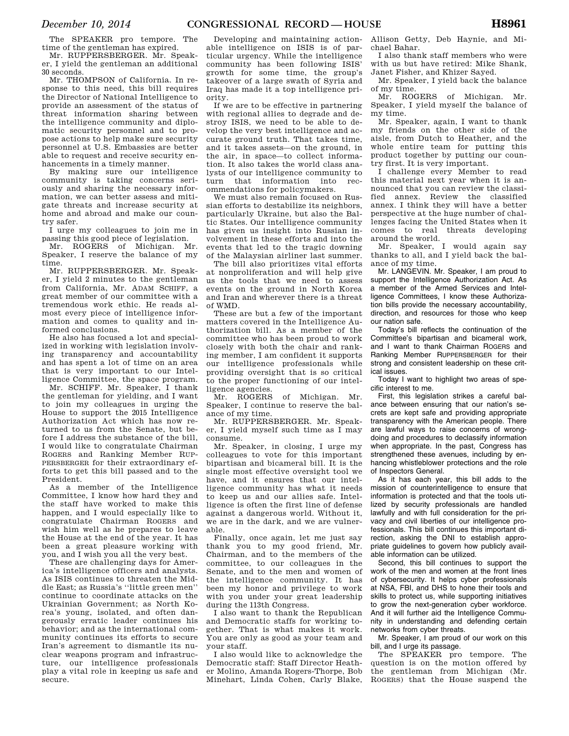The SPEAKER pro tempore. The time of the gentleman has expired.

Mr. RUPPERSBERGER. Mr. Speaker, I yield the gentleman an additional 30 seconds.

Mr. THOMPSON of California. In response to this need, this bill requires the Director of National Intelligence to provide an assessment of the status of threat information sharing between the intelligence community and diplomatic security personnel and to propose actions to help make sure security personnel at U.S. Embassies are better able to request and receive security enhancements in a timely manner.

By making sure our intelligence community is taking concerns seriously and sharing the necessary information, we can better assess and mitigate threats and increase security at home and abroad and make our country safer.

I urge my colleagues to join me in passing this good piece of legislation.

Mr. ROGERS of Michigan. Mr. Speaker, I reserve the balance of my time.

Mr. RUPPERSBERGER. Mr. Speaker, I yield 2 minutes to the gentleman from California, Mr. ADAM SCHIFF, a great member of our committee with a tremendous work ethic. He reads almost every piece of intelligence information and comes to quality and informed conclusions.

He also has focused a lot and specialized in working with legislation involving transparency and accountability and has spent a lot of time on an area that is very important to our Intelligence Committee, the space program.

Mr. SCHIFF. Mr. Speaker, I thank the gentleman for yielding, and I want to join my colleagues in urging the House to support the 2015 Intelligence Authorization Act which has now returned to us from the Senate, but before I address the substance of the bill, I would like to congratulate Chairman ROGERS and Ranking Member RUPPERSBERGER for their extraordinary efforts to get this bill passed and to the President.

As a member of the Intelligence Committee, I know how hard they and the staff have worked to make this happen, and I would especially like to congratulate Chairman ROGERS and wish him well as he prepares to leave the House at the end of the year. It has been a great pleasure working with you, and I wish you all the very best.

These are challenging days for America's intelligence officers and analysts. As ISIS continues to threaten the Middle East; as Russia's ''little green men'' continue to coordinate attacks on the Ukrainian Government; as North Korea's young, isolated, and often dangerously erratic leader continues his behavior; and as the international community continues its efforts to secure Iran's agreement to dismantle its nuclear weapons program and infrastructure, our intelligence professionals play a vital role in keeping us safe and secure.

Developing and maintaining actionable intelligence on ISIS is of particular urgency. While the intelligence community has been following ISIS' growth for some time, the group's takeover of a large swath of Syria and Iraq has made it a top intelligence priority.

If we are to be effective in partnering with regional allies to degrade and destroy ISIS, we need to be able to develop the very best intelligence and accurate ground truth. That takes time, and it takes assets—on the ground, in the air, in space—to collect information. It also takes the world class analysts of our intelligence community to turn that information into recommendations for policymakers.

We must also remain focused on Russian efforts to destabilize its neighbors, particularly Ukraine, but also the Baltic States. Our intelligence community has given us insight into Russian involvement in these efforts and into the events that led to the tragic downing of the Malaysian airliner last summer.

The bill also prioritizes vital efforts at nonproliferation and will help give us the tools that we need to assess events on the ground in North Korea and Iran and wherever there is a threat of WMD.

These are but a few of the important matters covered in the Intelligence Authorization bill. As a member of the committee who has been proud to work closely with both the chair and ranking member, I am confident it supports our intelligence professionals while providing oversight that is so critical to the proper functioning of our intelligence agencies.

Mr. ROGERS of Michigan. Mr. Speaker, I continue to reserve the balance of my time.

Mr. RUPPERSBERGER. Mr. Speaker, I yield myself such time as I may consume.

Mr. Speaker, in closing, I urge my colleagues to vote for this important bipartisan and bicameral bill. It is the single most effective oversight tool we have, and it ensures that our intelligence community has what it needs to keep us and our allies safe. Intelligence is often the first line of defense against a dangerous world. Without it, we are in the dark, and we are vulnerable.

Finally, once again, let me just say thank you to my good friend, Mr. Chairman, and to the members of the committee, to our colleagues in the Senate, and to the men and women of the intelligence community. It has been my honor and privilege to work with you under your great leadership during the 113th Congress.

I also want to thank the Republican and Democratic staffs for working together. That is what makes it work. You are only as good as your team and your staff.

I also would like to acknowledge the Democratic staff: Staff Director Heather Molino, Amanda Rogers-Thorpe, Bob Minehart, Linda Cohen, Carly Blake, Allison Getty, Deb Haynie, and Michael Bahar.

I also thank staff members who were with us but have retired: Mike Shank, Janet Fisher, and Khizer Sayed.

Mr. Speaker, I yield back the balance of my time.

Mr. ROGERS of Michigan. Mr. Speaker, I yield myself the balance of my time.

Mr. Speaker, again, I want to thank my friends on the other side of the aisle, from Dutch to Heather, and the whole entire team for putting this product together by putting our country first. It is very important.

I challenge every Member to read this material next year when it is announced that you can review the classified annex. Review the classified annex. I think they will have a better perspective at the huge number of challenges facing the United States when it comes to real threats developing around the world.

Mr. Speaker, I would again say thanks to all, and I yield back the balance of my time.

Mr. LANGEVIN. Mr. Speaker, I am proud to support the Intelligence Authorization Act. As a member of the Armed Services and Intelligence Committees, I know these Authorization bills provide the necessary accountability, direction, and resources for those who keep our nation safe.

Today's bill reflects the continuation of the Committee's bipartisan and bicameral work, and I want to thank Chairman ROGERS and Ranking Member RUPPERSBERGER for their strong and consistent leadership on these critical issues.

Today I want to highlight two areas of specific interest to me.

First, this legislation strikes a careful balance between ensuring that our nation's secrets are kept safe and providing appropriate transparency with the American people. There are lawful ways to raise concerns of wrongdoing and procedures to declassify information when appropriate. In the past, Congress has strengthened these avenues, including by enhancing whistleblower protections and the role of Inspectors General.

As it has each year, this bill adds to the mission of counterintelligence to ensure that information is protected and that the tools utilized by security professionals are handled lawfully and with full consideration for the privacy and civil liberties of our intelligence professionals. This bill continues this important direction, asking the DNI to establish appropriate guidelines to govern how publicly available information can be utilized.

Second, this bill continues to support the work of the men and women at the front lines of cybersecurity. It helps cyber professionals at NSA, FBI, and DHS to hone their tools and skills to protect us, while supporting initiatives to grow the next-generation cyber workforce. And it will further aid the Intelligence Community in understanding and defending certain networks from cyber threats.

Mr. Speaker, I am proud of our work on this bill, and I urge its passage.

The SPEAKER pro tempore. The question is on the motion offered by the gentleman from Michigan (Mr. ROGERS) that the House suspend the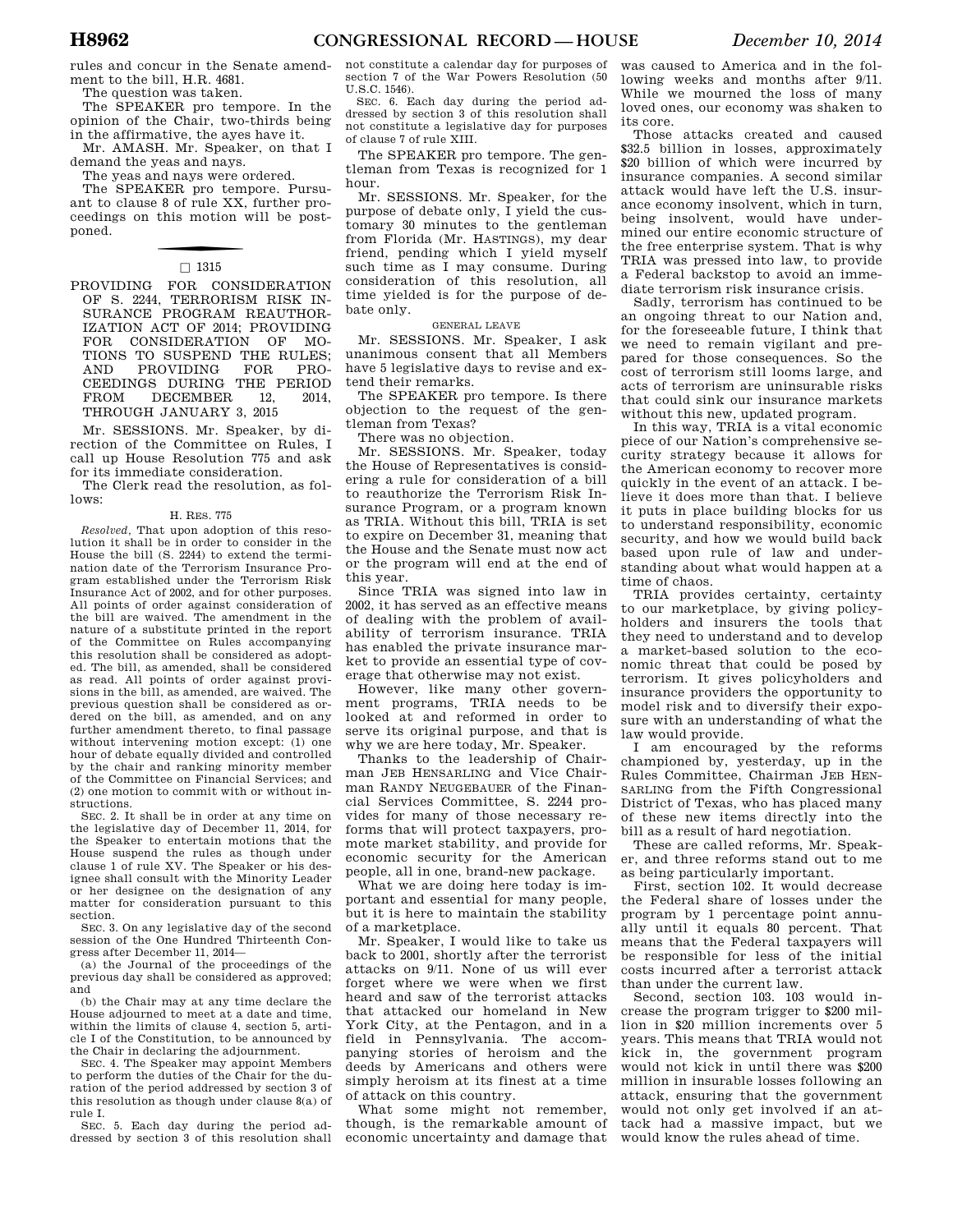rules and concur in the Senate amendment to the bill, H.R. 4681.

The question was taken.

The SPEAKER pro tempore. In the opinion of the Chair, two-thirds being in the affirmative, the ayes have it.

Mr. AMASH. Mr. Speaker, on that I demand the yeas and nays.

The yeas and nays were ordered.

The SPEAKER pro tempore. Pursuant to clause 8 of rule XX, further proceedings on this motion will be postponed.

□ 1315

## PROVIDING FOR CONSIDERATION OF S. 2244, TERRORISM RISK INSURANCE PROGRAM REAUTHORIZATION ACT OF 2014; PROVIDING FOR CONSIDERATION OF MOTIONS TO SUSPEND THE RULES; AND PROVIDING FOR PROCEEDINGS DURING THE PERIOD FROM DECEMBER 12, 2014, THROUGH JANUARY 3, 2015

Mr. SESSIONS. Mr. Speaker, by direction of the Committee on Rules, I call up House Resolution 775 and ask for its immediate consideration.

The Clerk read the resolution, as follows:

H. RES. 775

*Resolved*, That upon adoption of this resolution it shall be in order to consider in the House the bill (S. 2244) to extend the termination date of the Terrorism Insurance Program established under the Terrorism Risk Insurance Act of 2002, and for other purposes. All points of order against consideration of the bill are waived. The amendment in the nature of a substitute printed in the report of the Committee on Rules accompanying this resolution shall be considered as adopted. The bill, as amended, shall be considered as read. All points of order against provisions in the bill, as amended, are waived. The previous question shall be considered as ordered on the bill, as amended, and on any further amendment thereto, to final passage without intervening motion except: (1) one hour of debate equally divided and controlled by the chair and ranking minority member of the Committee on Financial Services; and (2) one motion to commit with or without instructions.

SEC. 2. It shall be in order at any time on the legislative day of December 11, 2014, for the Speaker to entertain motions that the House suspend the rules as though under clause 1 of rule XV. The Speaker or his designee shall consult with the Minority Leader or her designee on the designation of any matter for consideration pursuant to this section.

SEC. 3. On any legislative day of the second session of the One Hundred Thirteenth Congress after December 11, 2014—

(a) the Journal of the proceedings of the previous day shall be considered as approved; and

(b) the Chair may at any time declare the House adjourned to meet at a date and time, within the limits of clause 4, section 5, article I of the Constitution, to be announced by the Chair in declaring the adjournment.

SEC. 4. The Speaker may appoint Members to perform the duties of the Chair for the duration of the period addressed by section 3 of this resolution as though under clause 8(a) of rule I.

SEC. 5. Each day during the period addressed by section 3 of this resolution shall not constitute a calendar day for purposes of section 7 of the War Powers Resolution (50 U.S.C. 1546).

SEC. 6. Each day during the period addressed by section 3 of this resolution shall not constitute a legislative day for purposes of clause 7 of rule XIII.

The SPEAKER pro tempore. The gentleman from Texas is recognized for 1 hour.

Mr. SESSIONS. Mr. Speaker, for the purpose of debate only, I yield the customary 30 minutes to the gentleman from Florida (Mr. HASTINGS), my dear friend, pending which I yield myself such time as I may consume. During consideration of this resolution, all time yielded is for the purpose of debate only.

GENERAL LEAVE

Mr. SESSIONS. Mr. Speaker, I ask unanimous consent that all Members have 5 legislative days to revise and extend their remarks.

The SPEAKER pro tempore. Is there objection to the request of the gentleman from Texas?

There was no objection.

Mr. SESSIONS. Mr. Speaker, today the House of Representatives is considering a rule for consideration of a bill to reauthorize the Terrorism Risk Insurance Program, or a program known as TRIA. Without this bill, TRIA is set to expire on December 31, meaning that the House and the Senate must now act or the program will end at the end of this year.

Since TRIA was signed into law in 2002, it has served as an effective means of dealing with the problem of availability of terrorism insurance. TRIA has enabled the private insurance market to provide an essential type of coverage that otherwise may not exist.

However, like many other government programs, TRIA needs to be looked at and reformed in order to serve its original purpose, and that is why we are here today, Mr. Speaker.

Thanks to the leadership of Chairman JEB HENSARLING and Vice Chairman RANDY NEUGEBAUER of the Financial Services Committee, S. 2244 provides for many of those necessary reforms that will protect taxpayers, promote market stability, and provide for economic security for the American people, all in one, brand-new package.

What we are doing here today is important and essential for many people, but it is here to maintain the stability of a marketplace.

Mr. Speaker, I would like to take us back to 2001, shortly after the terrorist attacks on 9/11. None of us will ever forget where we were when we first heard and saw of the terrorist attacks that attacked our homeland in New York City, at the Pentagon, and in a field in Pennsylvania. The accompanying stories of heroism and the deeds by Americans and others were simply heroism at its finest at a time of attack on this country.

What some might not remember, though, is the remarkable amount of economic uncertainty and damage that was caused to America and in the following weeks and months after 9/11. While we mourned the loss of many loved ones, our economy was shaken to its core.

Those attacks created and caused $32.5 billion in losses, approximately $20 billion of which were incurred by insurance companies. A second similar attack would have left the U.S. insurance economy insolvent, which in turn, being insolvent, would have undermined our entire economic structure of the free enterprise system. That is why TRIA was pressed into law, to provide a Federal backstop to avoid an immediate terrorism risk insurance crisis.

Sadly, terrorism has continued to be an ongoing threat to our Nation and, for the foreseeable future, I think that we need to remain vigilant and prepared for those consequences. So the cost of terrorism still looms large, and acts of terrorism are uninsurable risks that could sink our insurance markets without this new, updated program.

In this way, TRIA is a vital economic piece of our Nation's comprehensive security strategy because it allows for the American economy to recover more quickly in the event of an attack. I believe it does more than that. I believe it puts in place building blocks for us to understand responsibility, economic security, and how we would build back based upon rule of law and understanding about what would happen at a time of chaos.

TRIA provides certainty, certainty to our marketplace, by giving policyholders and insurers the tools that they need to understand and to develop a market-based solution to the economic threat that could be posed by terrorism. It gives policyholders and insurance providers the opportunity to model risk and to diversify their exposure with an understanding of what the law would provide.

I am encouraged by the reforms championed by, yesterday, up in the Rules Committee, Chairman JEB HENSARLING from the Fifth Congressional District of Texas, who has placed many of these new items directly into the bill as a result of hard negotiation.

These are called reforms, Mr. Speaker, and three reforms stand out to me as being particularly important.

First, section 102. It would decrease the Federal share of losses under the program by 1 percentage point annually until it equals 80 percent. That means that the Federal taxpayers will be responsible for less of the initial costs incurred after a terrorist attack than under the current law.

Second, section 103. 103 would increase the program trigger to $200 million in $20 million increments over 5 years. This means that TRIA would not kick in, the government program would not kick in until there was $200 million in insurable losses following an attack, ensuring that the government would not only get involved if an attack had a massive impact, but we would know the rules ahead of time.